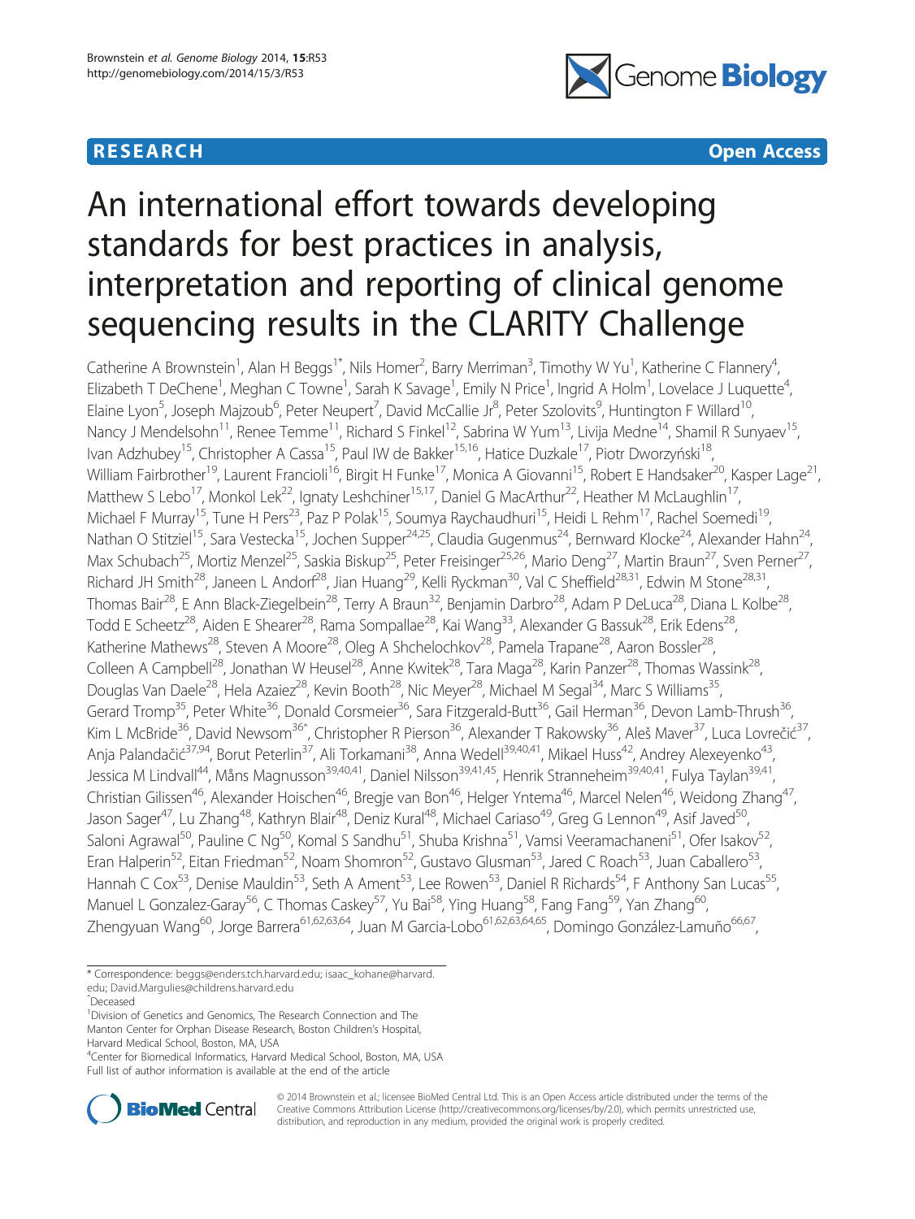**RESEARCH** **Open Access**

# An international effort towards developing standards for best practices in analysis, interpretation and reporting of clinical genome sequencing results in the CLARITY Challenge

Catherine A Brownstein[1], Alan H Beggs[1*], Nils Homer[2], Barry Merriman[3], Timothy W Yu[1], Katherine C Flannery[4], Elizabeth T DeChene[1], Meghan C Towne[1], Sarah K Savage[1], Emily N Price[1], Ingrid A Holm[1], Lovelace J Luquette[4], Elaine Lyon[5], Joseph Majzoub[6], Peter Neupert[7], David McCallie Jr[8], Peter Szolovits[9], Huntington F Willard[10], Nancy J Mendelsohn[11], Renee Temme[11], Richard S Finkel[12], Sabrina W Yum[13], Livija Medne[14], Shamil R Sunyaev[15], Ivan Adzhubey[15], Christopher A Cassa[15], Paul IW de Bakker[15,16], Hatice Duzkale[17], Piotr Dworzyński[18], William Fairbrother[19], Laurent Francioli[16], Birgit H Funke[17], Monica A Giovanni[15], Robert E Handsaker[20], Kasper Lage[21], Matthew S Lebo[17], Monkol Lek[22], Ignaty Leshchiner[15,17], Daniel G MacArthur[22], Heather M McLaughlin[17], Michael F Murray[15], Tune H Pers[23], Paz P Polak[15], Soumya Raychaudhuri[15], Heidi L Rehm[17], Rachel Soemedi[19], Nathan O Stitziel[15], Sara Vestecka[15], Jochen Supper[24,25], Claudia Gugenmus[24], Bernward Klocke[24], Alexander Hahn[24], Max Schubach[25], Mortiz Menzel[25], Saskia Biskup[25], Peter Freisinger[25,26], Mario Deng[27], Martin Braun[27], Sven Perner[27], Richard JH Smith[28], Janeen L Andorf[28], Jian Huang[29], Kelli Ryckman[30], Val C Sheffield[28,31], Edwin M Stone[28,31], Thomas Bair[28], E Ann Black-Ziegelbein[28], Terry A Braun[32], Benjamin Darbro[28], Adam P DeLuca[28], Diana L Kolbe[28], Todd E Scheetz[28], Aiden E Shearer[28], Rama Sompallae[28], Kai Wang[33], Alexander G Bassuk[28], Erik Edens[28], Katherine Mathews[28], Steven A Moore[28], Oleg A Shchelochkov[28], Pamela Trapane[28], Aaron Bossler[28], Colleen A Campbell[28], Jonathan W Heusel[28], Anne Kwitek[28], Tara Maga[28], Karin Panzer[28], Thomas Wassink[28], Douglas Van Daele[28], Hela Azaiez[28], Kevin Booth[28], Nic Meyer[28], Michael M Segal[34], Marc S Williams[35], Gerard Tromp[35], Peter White[36], Donald Corsmeier[36], Sara Fitzgerald-Butt[36], Gail Herman[36], Devon Lamb-Thrush[36], Kim L McBride[36], David Newsom[36^], Christopher R Pierson[36], Alexander T Rakowsky[36], Aleš Maver[37], Luca Lovrečić[37], Anja Palandačić[37,94], Borut Peterlin[37], Ali Torkamani[38], Anna Wedell[39,40,41], Mikael Huss[42], Andrey Alexeyenko[43], Jessica M Lindvall[44], Måns Magnusson[39,40,41], Daniel Nilsson[39,41,45], Henrik Stranneheim[39,40,41], Fulya Taylan[39,41], Christian Gilissen[46], Alexander Hoischen[46], Bregje van Bon[46], Helger Yntema[46], Marcel Nelen[46], Weidong Zhang[47], Jason Sager[47], Lu Zhang[48], Kathryn Blair[48], Deniz Kural[48], Michael Cariaso[49], Greg G Lennon[49], Asif Javed[50], Saloni Agrawal[50], Pauline C Ng[50], Komal S Sandhu[51], Shuba Krishna[51], Vamsi Veeramachaneni[51], Ofer Isakov[52], Eran Halperin[52], Eitan Friedman[52], Noam Shomron[52], Gustavo Glusman[53], Jared C Roach[53], Juan Caballero[53], Hannah C Cox[53], Denise Mauldin[53], Seth A Ament[53], Lee Rowen[53], Daniel R Richards[54], F Anthony San Lucas[55], Manuel L Gonzalez-Garay[56], C Thomas Caskey[57], Yu Bai[58], Ying Huang[58], Fang Fang[59], Yan Zhang[60], Zhengyuan Wang[60], Jorge Barrera[61,62,63,64], Juan M Garcia-Lobo[61,62,63,64,65], Domingo González-Lamuño[66,67],

\* Correspondence: beggs@enders.tch.harvard.edu; isaac_kohane@harvard.edu; David.Margulies@childrens.harvard.edu

^Deceased

[1]Division of Genetics and Genomics, The Research Connection and The Manton Center for Orphan Disease Research, Boston Children's Hospital, Harvard Medical School, Boston, MA, USA

[4]Center for Biomedical Informatics, Harvard Medical School, Boston, MA, USA

Full list of author information is available at the end of the article

© 2014 Brownstein et al.; licensee BioMed Central Ltd. This is an Open Access article distributed under the terms of the Creative Commons Attribution License (http://creativecommons.org/licenses/by/2.0), which permits unrestricted use, distribution, and reproduction in any medium, provided the original work is properly credited.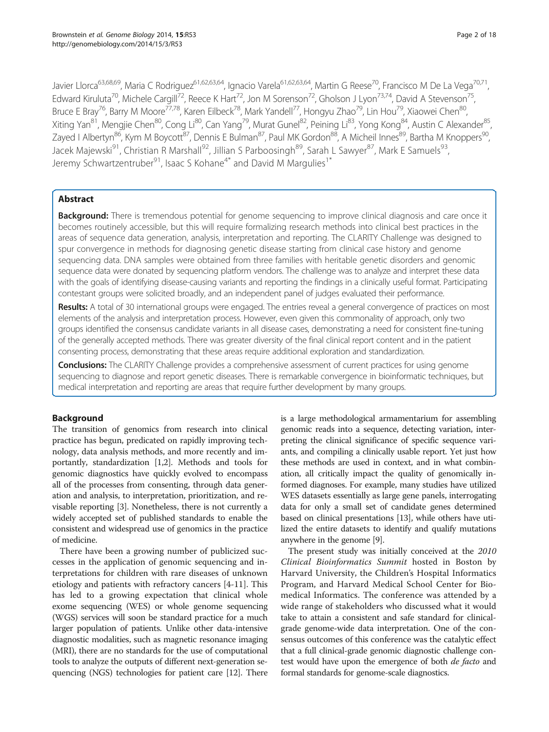Javier Llorca[63,68,69], Maria C Rodriguez[61,62,63,64], Ignacio Varela[61,62,63,64], Martin G Reese[70], Francisco M De La Vega[70,71], Edward Kiruluta[70], Michele Cargill[72], Reece K Hart[72], Jon M Sorenson[72], Gholson J Lyon[73,74], David A Stevenson[75], Bruce E Bray[76], Barry M Moore[77,78], Karen Eilbeck[78], Mark Yandell[77], Hongyu Zhao[79], Lin Hou[79], Xiaowei Chen[80], Xiting Yan[81], Mengjie Chen[80], Cong Li[80], Can Yang[79], Murat Gunel[82], Peining Li[83], Yong Kong[84], Austin C Alexander[85], Zayed I Albertyn[86], Kym M Boycott[87], Dennis E Bulman[87], Paul MK Gordon[88], A Micheil Innes[89], Bartha M Knoppers[90], Jacek Majewski[91], Christian R Marshall[92], Jillian S Parboosingh[89], Sarah L Sawyer[87], Mark E Samuels[93], Jeremy Schwartzentruber[91], Isaac S Kohane[4*] and David M Margulies[1*]

## Abstract

**Background:** There is tremendous potential for genome sequencing to improve clinical diagnosis and care once it becomes routinely accessible, but this will require formalizing research methods into clinical best practices in the areas of sequence data generation, analysis, interpretation and reporting. The CLARITY Challenge was designed to spur convergence in methods for diagnosing genetic disease starting from clinical case history and genome sequencing data. DNA samples were obtained from three families with heritable genetic disorders and genomic sequence data were donated by sequencing platform vendors. The challenge was to analyze and interpret these data with the goals of identifying disease-causing variants and reporting the findings in a clinically useful format. Participating contestant groups were solicited broadly, and an independent panel of judges evaluated their performance.

**Results:** A total of 30 international groups were engaged. The entries reveal a general convergence of practices on most elements of the analysis and interpretation process. However, even given this commonality of approach, only two groups identified the consensus candidate variants in all disease cases, demonstrating a need for consistent fine-tuning of the generally accepted methods. There was greater diversity of the final clinical report content and in the patient consenting process, demonstrating that these areas require additional exploration and standardization.

**Conclusions:** The CLARITY Challenge provides a comprehensive assessment of current practices for using genome sequencing to diagnose and report genetic diseases. There is remarkable convergence in bioinformatic techniques, but medical interpretation and reporting are areas that require further development by many groups.

## Background

The transition of genomics from research into clinical practice has begun, predicated on rapidly improving technology, data analysis methods, and more recently and importantly, standardization [1,2]. Methods and tools for genomic diagnostics have quickly evolved to encompass all of the processes from consenting, through data generation and analysis, to interpretation, prioritization, and revisable reporting [3]. Nonetheless, there is not currently a widely accepted set of published standards to enable the consistent and widespread use of genomics in the practice of medicine.

There have been a growing number of publicized successes in the application of genomic sequencing and interpretations for children with rare diseases of unknown etiology and patients with refractory cancers [4-11]. This has led to a growing expectation that clinical whole exome sequencing (WES) or whole genome sequencing (WGS) services will soon be standard practice for a much larger population of patients. Unlike other data-intensive diagnostic modalities, such as magnetic resonance imaging (MRI), there are no standards for the use of computational tools to analyze the outputs of different next-generation sequencing (NGS) technologies for patient care [12]. There is a large methodological armamentarium for assembling genomic reads into a sequence, detecting variation, interpreting the clinical significance of specific sequence variants, and compiling a clinically usable report. Yet just how these methods are used in context, and in what combination, all critically impact the quality of genomically informed diagnoses. For example, many studies have utilized WES datasets essentially as large gene panels, interrogating data for only a small set of candidate genes determined based on clinical presentations [13], while others have utilized the entire datasets to identify and qualify mutations anywhere in the genome [9].

The present study was initially conceived at the *2010 Clinical Bioinformatics Summit* hosted in Boston by Harvard University, the Children's Hospital Informatics Program, and Harvard Medical School Center for Biomedical Informatics. The conference was attended by a wide range of stakeholders who discussed what it would take to attain a consistent and safe standard for clinical-grade genome-wide data interpretation. One of the consensus outcomes of this conference was the catalytic effect that a full clinical-grade genomic diagnostic challenge contest would have upon the emergence of both *de facto* and formal standards for genome-scale diagnostics.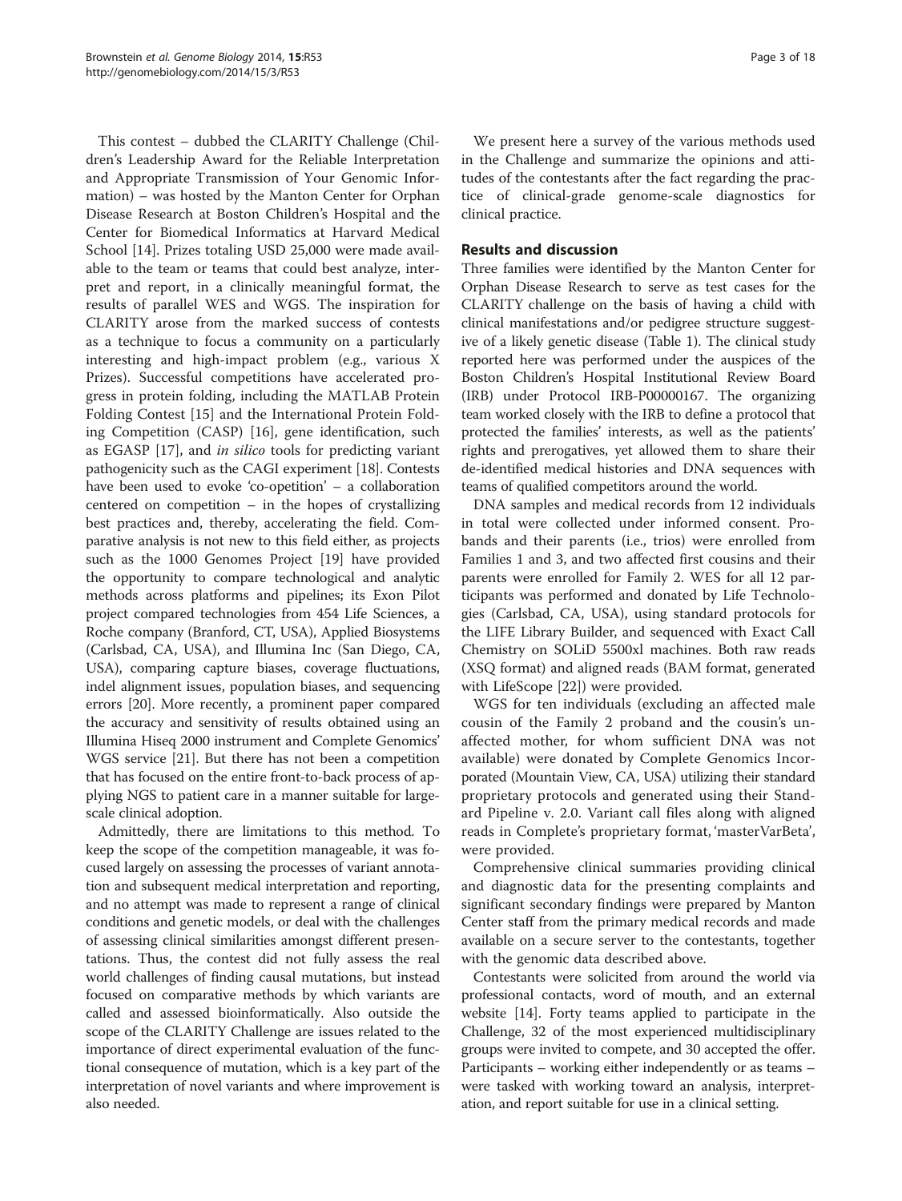This contest – dubbed the CLARITY Challenge (Children's Leadership Award for the Reliable Interpretation and Appropriate Transmission of Your Genomic Information) – was hosted by the Manton Center for Orphan Disease Research at Boston Children's Hospital and the Center for Biomedical Informatics at Harvard Medical School [14]. Prizes totaling USD 25,000 were made available to the team or teams that could best analyze, interpret and report, in a clinically meaningful format, the results of parallel WES and WGS. The inspiration for CLARITY arose from the marked success of contests as a technique to focus a community on a particularly interesting and high-impact problem (e.g., various X Prizes). Successful competitions have accelerated progress in protein folding, including the MATLAB Protein Folding Contest [15] and the International Protein Folding Competition (CASP) [16], gene identification, such as EGASP [17], and *in silico* tools for predicting variant pathogenicity such as the CAGI experiment [18]. Contests have been used to evoke 'co-opetition' – a collaboration centered on competition – in the hopes of crystallizing best practices and, thereby, accelerating the field. Comparative analysis is not new to this field either, as projects such as the 1000 Genomes Project [19] have provided the opportunity to compare technological and analytic methods across platforms and pipelines; its Exon Pilot project compared technologies from 454 Life Sciences, a Roche company (Branford, CT, USA), Applied Biosystems (Carlsbad, CA, USA), and Illumina Inc (San Diego, CA, USA), comparing capture biases, coverage fluctuations, indel alignment issues, population biases, and sequencing errors [20]. More recently, a prominent paper compared the accuracy and sensitivity of results obtained using an Illumina Hiseq 2000 instrument and Complete Genomics' WGS service [21]. But there has not been a competition that has focused on the entire front-to-back process of applying NGS to patient care in a manner suitable for large-scale clinical adoption.

Admittedly, there are limitations to this method. To keep the scope of the competition manageable, it was focused largely on assessing the processes of variant annotation and subsequent medical interpretation and reporting, and no attempt was made to represent a range of clinical conditions and genetic models, or deal with the challenges of assessing clinical similarities amongst different presentations. Thus, the contest did not fully assess the real world challenges of finding causal mutations, but instead focused on comparative methods by which variants are called and assessed bioinformatically. Also outside the scope of the CLARITY Challenge are issues related to the importance of direct experimental evaluation of the functional consequence of mutation, which is a key part of the interpretation of novel variants and where improvement is also needed.

We present here a survey of the various methods used in the Challenge and summarize the opinions and attitudes of the contestants after the fact regarding the practice of clinical-grade genome-scale diagnostics for clinical practice.

## Results and discussion

Three families were identified by the Manton Center for Orphan Disease Research to serve as test cases for the CLARITY challenge on the basis of having a child with clinical manifestations and/or pedigree structure suggestive of a likely genetic disease (Table 1). The clinical study reported here was performed under the auspices of the Boston Children's Hospital Institutional Review Board (IRB) under Protocol IRB-P00000167. The organizing team worked closely with the IRB to define a protocol that protected the families' interests, as well as the patients' rights and prerogatives, yet allowed them to share their de-identified medical histories and DNA sequences with teams of qualified competitors around the world.

DNA samples and medical records from 12 individuals in total were collected under informed consent. Probands and their parents (i.e., trios) were enrolled from Families 1 and 3, and two affected first cousins and their parents were enrolled for Family 2. WES for all 12 participants was performed and donated by Life Technologies (Carlsbad, CA, USA), using standard protocols for the LIFE Library Builder, and sequenced with Exact Call Chemistry on SOLiD 5500xl machines. Both raw reads (XSQ format) and aligned reads (BAM format, generated with LifeScope [22]) were provided.

WGS for ten individuals (excluding an affected male cousin of the Family 2 proband and the cousin's unaffected mother, for whom sufficient DNA was not available) were donated by Complete Genomics Incorporated (Mountain View, CA, USA) utilizing their standard proprietary protocols and generated using their Standard Pipeline v. 2.0. Variant call files along with aligned reads in Complete's proprietary format, 'masterVarBeta', were provided.

Comprehensive clinical summaries providing clinical and diagnostic data for the presenting complaints and significant secondary findings were prepared by Manton Center staff from the primary medical records and made available on a secure server to the contestants, together with the genomic data described above.

Contestants were solicited from around the world via professional contacts, word of mouth, and an external website [14]. Forty teams applied to participate in the Challenge, 32 of the most experienced multidisciplinary groups were invited to compete, and 30 accepted the offer. Participants – working either independently or as teams – were tasked with working toward an analysis, interpretation, and report suitable for use in a clinical setting.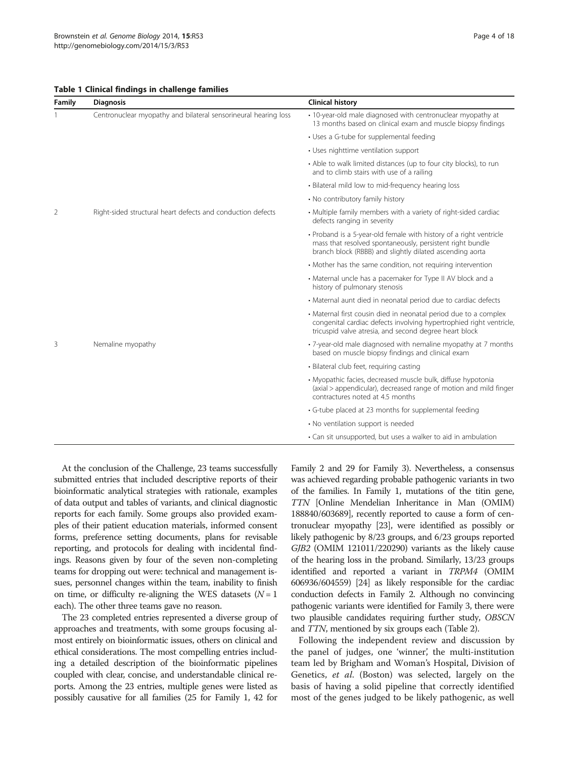**Table 1 Clinical findings in challenge families**

| Family | Diagnosis | Clinical history |
| --- | --- | --- |
| 1 | Centronuclear myopathy and bilateral sensorineural hearing loss | • 10-year-old male diagnosed with centronuclear myopathy at 13 months based on clinical exam and muscle biopsy findings |
| | | • Uses a G-tube for supplemental feeding |
| | | • Uses nighttime ventilation support |
| | | • Able to walk limited distances (up to four city blocks), to run and to climb stairs with use of a railing |
| | | • Bilateral mild low to mid-frequency hearing loss |
| | | • No contributory family history |
| 2 | Right-sided structural heart defects and conduction defects | • Multiple family members with a variety of right-sided cardiac defects ranging in severity |
| | | • Proband is a 5-year-old female with history of a right ventricle mass that resolved spontaneously, persistent right bundle branch block (RBBB) and slightly dilated ascending aorta |
| | | • Mother has the same condition, not requiring intervention |
| | | • Maternal uncle has a pacemaker for Type II AV block and a history of pulmonary stenosis |
| | | • Maternal aunt died in neonatal period due to cardiac defects |
| | | • Maternal first cousin died in neonatal period due to a complex congenital cardiac defects involving hypertrophied right ventricle, tricuspid valve atresia, and second degree heart block |
| 3 | Nemaline myopathy | • 7-year-old male diagnosed with nemaline myopathy at 7 months based on muscle biopsy findings and clinical exam |
| | | • Bilateral club feet, requiring casting |
| | | • Myopathic facies, decreased muscle bulk, diffuse hypotonia (axial > appendicular), decreased range of motion and mild finger contractures noted at 4.5 months |
| | | • G-tube placed at 23 months for supplemental feeding |
| | | • No ventilation support is needed |
| | | • Can sit unsupported, but uses a walker to aid in ambulation |

At the conclusion of the Challenge, 23 teams successfully submitted entries that included descriptive reports of their bioinformatic analytical strategies with rationale, examples of data output and tables of variants, and clinical diagnostic reports for each family. Some groups also provided examples of their patient education materials, informed consent forms, preference setting documents, plans for revisable reporting, and protocols for dealing with incidental findings. Reasons given by four of the seven non-completing teams for dropping out were: technical and management issues, personnel changes within the team, inability to finish on time, or difficulty re-aligning the WES datasets ($N = 1$ each). The other three teams gave no reason.

The 23 completed entries represented a diverse group of approaches and treatments, with some groups focusing almost entirely on bioinformatic issues, others on clinical and ethical considerations. The most compelling entries including a detailed description of the bioinformatic pipelines coupled with clear, concise, and understandable clinical reports. Among the 23 entries, multiple genes were listed as possibly causative for all families (25 for Family 1, 42 for Family 2 and 29 for Family 3). Nevertheless, a consensus was achieved regarding probable pathogenic variants in two of the families. In Family 1, mutations of the titin gene, *TTN* [Online Mendelian Inheritance in Man (OMIM) 188840/603689], recently reported to cause a form of centronuclear myopathy [23], were identified as possibly or likely pathogenic by 8/23 groups, and 6/23 groups reported *GJB2* (OMIM 121011/220290) variants as the likely cause of the hearing loss in the proband. Similarly, 13/23 groups identified and reported a variant in *TRPM4* (OMIM 606936/604559) [24] as likely responsible for the cardiac conduction defects in Family 2. Although no convincing pathogenic variants were identified for Family 3, there were two plausible candidates requiring further study, *OBSCN* and *TTN*, mentioned by six groups each (Table 2).

Following the independent review and discussion by the panel of judges, one 'winner', the multi-institution team led by Brigham and Woman's Hospital, Division of Genetics, *et al*. (Boston) was selected, largely on the basis of having a solid pipeline that correctly identified most of the genes judged to be likely pathogenic, as well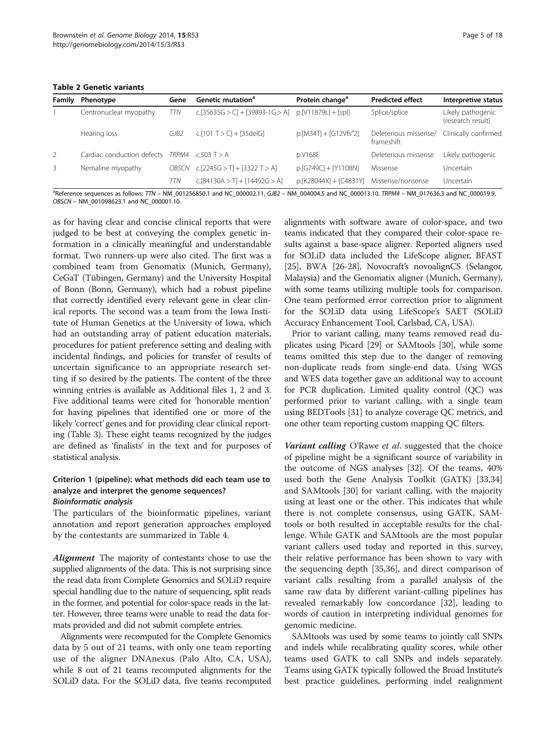**Table 2 Genetic variants**

| Family | Phenotype | Gene | Genetic mutation[a] | Protein change[a] | Predicted effect | Interpretive status |
|---|---|---|---|---|---|---|
| 1 | Centronuclear myopathy | *TTN* | c.[35635G > C] + [39893-1G > A] | p.[V11879L] + [spl] | Splice/splice | Likely pathogenic (research result) |
| | Hearing loss | *GJB2* | c.[101 T > C] + [35delG] | p.[M34T] + [G12Vfs[a]2] | Deleterious missense/ frameshift | Clinically confirmed |
| 2 | Cardiac conduction defects | *TRPM4* | c.503 T > A | p.V168E | Deleterious missense | Likely pathogenic |
| 3 | Nemaline myopathy | *OBSCN* | c.[2245G > T] + [3322 T > A] | p.[G749C] + [Y1108N] | Missense | Uncertain |
| | | *TTN* | c.[84130A > T] + [14492G > A] | p.[K28044X] + [C4831Y] | Missense/nonsense | Uncertain |

[a]Reference sequences as follows: *TTN* – NM_001256850.1 and NC_000002.11, *GJB2* – NM_004004.5 and NC_000013.10, *TRPM4* – NM_017636.3 and NC_000019.9, *OBSCN* – NM_001098623.1 and NC_000001.10.

as for having clear and concise clinical reports that were judged to be best at conveying the complex genetic information in a clinically meaningful and understandable format. Two runners-up were also cited. The first was a combined team from Genomatix (Munich, Germany), CeGaT (Tübingen, Germany) and the University Hospital of Bonn (Bonn, Germany), which had a robust pipeline that correctly identified every relevant gene in clear clinical reports. The second was a team from the Iowa Institute of Human Genetics at the University of Iowa, which had an outstanding array of patient education materials, procedures for patient preference setting and dealing with incidental findings, and policies for transfer of results of uncertain significance to an appropriate research setting if so desired by the patients. The content of the three winning entries is available as Additional files 1, 2 and 3. Five additional teams were cited for 'honorable mention' for having pipelines that identified one or more of the likely 'correct' genes and for providing clear clinical reporting (Table 3). These eight teams recognized by the judges are defined as 'finalists' in the text and for purposes of statistical analysis.

## Criterion 1 (pipeline): what methods did each team use to analyze and interpret the genome sequences?

### *Bioinformatic analysis*

The particulars of the bioinformatic pipelines, variant annotation and report generation approaches employed by the contestants are summarized in Table 4.

***Alignment*** The majority of contestants chose to use the supplied alignments of the data. This is not surprising since the read data from Complete Genomics and SOLiD require special handling due to the nature of sequencing, split reads in the former, and potential for color-space reads in the latter. However, three teams were unable to read the data formats provided and did not submit complete entries.

Alignments were recomputed for the Complete Genomics data by 5 out of 21 teams, with only one team reporting use of the aligner DNAnexus (Palo Alto, CA, USA), while 8 out of 21 teams recomputed alignments for the SOLiD data. For the SOLiD data, five teams recomputed alignments with software aware of color-space, and two teams indicated that they compared their color-space results against a base-space aligner. Reported aligners used for SOLiD data included the LifeScope aligner, BFAST [25], BWA [26-28], Novocraft's novoalignCS (Selangor, Malaysia) and the Genomatix aligner (Munich, Germany), with some teams utilizing multiple tools for comparison. One team performed error correction prior to alignment for the SOLiD data using LifeScope's SAET (SOLiD Accuracy Enhancement Tool, Carlsbad, CA, USA).

Prior to variant calling, many teams removed read duplicates using Picard [29] or SAMtools [30], while some teams omitted this step due to the danger of removing non-duplicate reads from single-end data. Using WGS and WES data together gave an additional way to account for PCR duplication. Limited quality control (QC) was performed prior to variant calling, with a single team using BEDTools [31] to analyze coverage QC metrics, and one other team reporting custom mapping QC filters.

***Variant calling*** O'Rawe *et al*. suggested that the choice of pipeline might be a significant source of variability in the outcome of NGS analyses [32]. Of the teams, 40% used both the Gene Analysis Toolkit (GATK) [33,34] and SAMtools [30] for variant calling, with the majority using at least one or the other. This indicates that while there is not complete consensus, using GATK, SAMtools or both resulted in acceptable results for the challenge. While GATK and SAMtools are the most popular variant callers used today and reported in this survey, their relative performance has been shown to vary with the sequencing depth [35,36], and direct comparison of variant calls resulting from a parallel analysis of the same raw data by different variant-calling pipelines has revealed remarkably low concordance [32], leading to words of caution in interpreting individual genomes for genomic medicine.

SAMtools was used by some teams to jointly call SNPs and indels while recalibrating quality scores, while other teams used GATK to call SNPs and indels separately. Teams using GATK typically followed the Broad Institute's best practice guidelines, performing indel realignment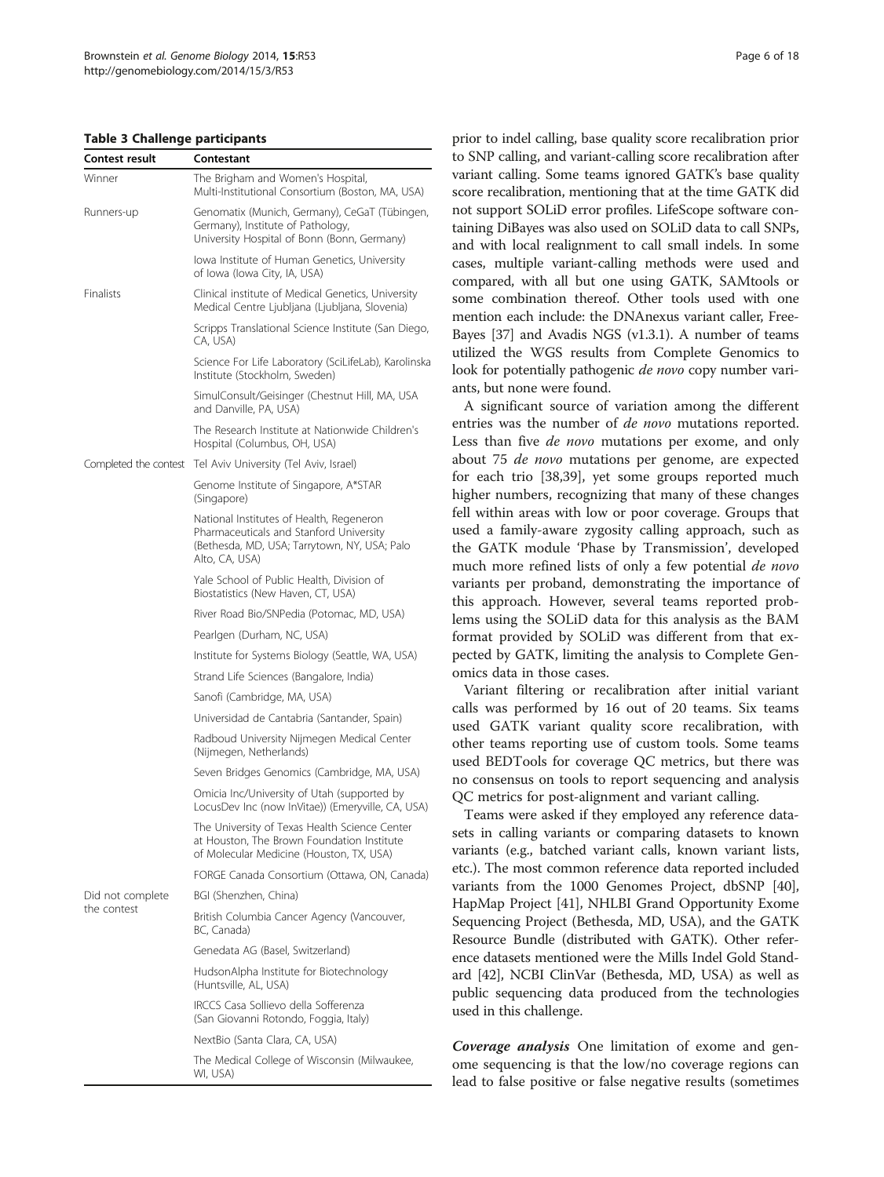**Table 3 Challenge participants**

| Contest result | Contestant |
|---|---|
| Winner | The Brigham and Women's Hospital, Multi-Institutional Consortium (Boston, MA, USA) |
| Runners-up | Genomatix (Munich, Germany), CeGaT (Tübingen, Germany), Institute of Pathology, University Hospital of Bonn (Bonn, Germany) |
| | Iowa Institute of Human Genetics, University of Iowa (Iowa City, IA, USA) |
| Finalists | Clinical institute of Medical Genetics, University Medical Centre Ljubljana (Ljubljana, Slovenia) |
| | Scripps Translational Science Institute (San Diego, CA, USA) |
| | Science For Life Laboratory (SciLifeLab), Karolinska Institute (Stockholm, Sweden) |
| | SimulConsult/Geisinger (Chestnut Hill, MA, USA and Danville, PA, USA) |
| | The Research Institute at Nationwide Children's Hospital (Columbus, OH, USA) |
| Completed the contest | Tel Aviv University (Tel Aviv, Israel) |
| | Genome Institute of Singapore, A*STAR (Singapore) |
| | National Institutes of Health, Regeneron Pharmaceuticals and Stanford University (Bethesda, MD, USA; Tarrytown, NY, USA; Palo Alto, CA, USA) |
| | Yale School of Public Health, Division of Biostatistics (New Haven, CT, USA) |
| | River Road Bio/SNPedia (Potomac, MD, USA) |
| | Pearlgen (Durham, NC, USA) |
| | Institute for Systems Biology (Seattle, WA, USA) |
| | Strand Life Sciences (Bangalore, India) |
| | Sanofi (Cambridge, MA, USA) |
| | Universidad de Cantabria (Santander, Spain) |
| | Radboud University Nijmegen Medical Center (Nijmegen, Netherlands) |
| | Seven Bridges Genomics (Cambridge, MA, USA) |
| | Omicia Inc/University of Utah (supported by LocusDev Inc (now InVitae)) (Emeryville, CA, USA) |
| | The University of Texas Health Science Center at Houston, The Brown Foundation Institute of Molecular Medicine (Houston, TX, USA) |
| | FORGE Canada Consortium (Ottawa, ON, Canada) |
| Did not complete the contest | BGI (Shenzhen, China) |
| | British Columbia Cancer Agency (Vancouver, BC, Canada) |
| | Genedata AG (Basel, Switzerland) |
| | HudsonAlpha Institute for Biotechnology (Huntsville, AL, USA) |
| | IRCCS Casa Sollievo della Sofferenza (San Giovanni Rotondo, Foggia, Italy) |
| | NextBio (Santa Clara, CA, USA) |
| | The Medical College of Wisconsin (Milwaukee, WI, USA) |

prior to indel calling, base quality score recalibration prior to SNP calling, and variant-calling score recalibration after variant calling. Some teams ignored GATK's base quality score recalibration, mentioning that at the time GATK did not support SOLiD error profiles. LifeScope software containing DiBayes was also used on SOLiD data to call SNPs, and with local realignment to call small indels. In some cases, multiple variant-calling methods were used and compared, with all but one using GATK, SAMtools or some combination thereof. Other tools used with one mention each include: the DNAnexus variant caller, FreeBayes [37] and Avadis NGS (v1.3.1). A number of teams utilized the WGS results from Complete Genomics to look for potentially pathogenic *de novo* copy number variants, but none were found.

A significant source of variation among the different entries was the number of *de novo* mutations reported. Less than five *de novo* mutations per exome, and only about 75 *de novo* mutations per genome, are expected for each trio [38,39], yet some groups reported much higher numbers, recognizing that many of these changes fell within areas with low or poor coverage. Groups that used a family-aware zygosity calling approach, such as the GATK module 'Phase by Transmission', developed much more refined lists of only a few potential *de novo* variants per proband, demonstrating the importance of this approach. However, several teams reported problems using the SOLiD data for this analysis as the BAM format provided by SOLiD was different from that expected by GATK, limiting the analysis to Complete Genomics data in those cases.

Variant filtering or recalibration after initial variant calls was performed by 16 out of 20 teams. Six teams used GATK variant quality score recalibration, with other teams reporting use of custom tools. Some teams used BEDTools for coverage QC metrics, but there was no consensus on tools to report sequencing and analysis QC metrics for post-alignment and variant calling.

Teams were asked if they employed any reference datasets in calling variants or comparing datasets to known variants (e.g., batched variant calls, known variant lists, etc.). The most common reference data reported included variants from the 1000 Genomes Project, dbSNP [40], HapMap Project [41], NHLBI Grand Opportunity Exome Sequencing Project (Bethesda, MD, USA), and the GATK Resource Bundle (distributed with GATK). Other reference datasets mentioned were the Mills Indel Gold Standard [42], NCBI ClinVar (Bethesda, MD, USA) as well as public sequencing data produced from the technologies used in this challenge.

***Coverage analysis*** One limitation of exome and genome sequencing is that the low/no coverage regions can lead to false positive or false negative results (sometimes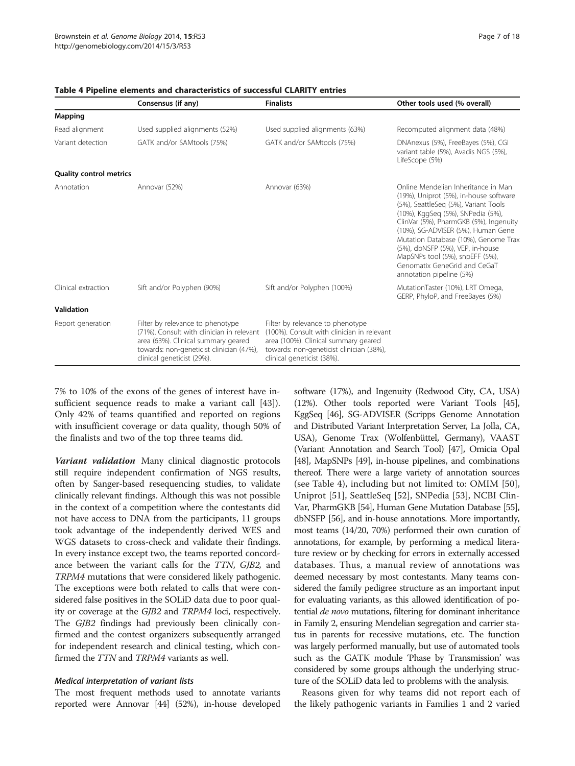**Table 4 Pipeline elements and characteristics of successful CLARITY entries**

| | Consensus (if any) | Finalists | Other tools used (% overall) |
|---|---|---|---|
| **Mapping** | | | |
| Read alignment | Used supplied alignments (52%) | Used supplied alignments (63%) | Recomputed alignment data (48%) |
| Variant detection | GATK and/or SAMtools (75%) | GATK and/or SAMtools (75%) | DNAnexus (5%), FreeBayes (5%), CGI variant table (5%), Avadis NGS (5%), LifeScope (5%) |
| **Quality control metrics** | | | |
| Annotation | Annovar (52%) | Annovar (63%) | Online Mendelian Inheritance in Man (19%), Uniprot (5%), in-house software (5%), SeattleSeq (5%), Variant Tools (10%), KggSeq (5%), SNPedia (5%), ClinVar (5%), PharmGKB (5%), Ingenuity (10%), SG-ADVISER (5%), Human Gene Mutation Database (10%), Genome Trax (5%), dbNSFP (5%), VEP, in-house MapSNPs tool (5%), snpEFF (5%), Genomatix GeneGrid and CeGaT annotation pipeline (5%) |
| Clinical extraction | Sift and/or Polyphen (90%) | Sift and/or Polyphen (100%) | MutationTaster (10%), LRT Omega, GERP, PhyloP, and FreeBayes (5%) |
| **Validation** | | | |
| Report generation | Filter by relevance to phenotype (71%). Consult with clinician in relevant area (63%). Clinical summary geared towards: non-geneticist clinician (47%), clinical geneticist (29%). | Filter by relevance to phenotype (100%). Consult with clinician in relevant area (100%). Clinical summary geared towards: non-geneticist clinician (38%), clinical geneticist (38%). | |

7% to 10% of the exons of the genes of interest have insufficient sequence reads to make a variant call [43]). Only 42% of teams quantified and reported on regions with insufficient coverage or data quality, though 50% of the finalists and two of the top three teams did.

***Variant validation*** Many clinical diagnostic protocols still require independent confirmation of NGS results, often by Sanger-based resequencing studies, to validate clinically relevant findings. Although this was not possible in the context of a competition where the contestants did not have access to DNA from the participants, 11 groups took advantage of the independently derived WES and WGS datasets to cross-check and validate their findings. In every instance except two, the teams reported concordance between the variant calls for the *TTN*, *GJB2,* and *TRPM4* mutations that were considered likely pathogenic. The exceptions were both related to calls that were considered false positives in the SOLiD data due to poor quality or coverage at the *GJB2* and *TRPM4* loci, respectively. The *GJB2* findings had previously been clinically confirmed and the contest organizers subsequently arranged for independent research and clinical testing, which confirmed the *TTN* and *TRPM4* variants as well.

#### *Medical interpretation of variant lists*

The most frequent methods used to annotate variants reported were Annovar [44] (52%), in-house developed software (17%), and Ingenuity (Redwood City, CA, USA) (12%). Other tools reported were Variant Tools [45], KggSeq [46], SG-ADVISER (Scripps Genome Annotation and Distributed Variant Interpretation Server, La Jolla, CA, USA), Genome Trax (Wolfenbüttel, Germany), VAAST (Variant Annotation and Search Tool) [47], Omicia Opal [48], MapSNPs [49], in-house pipelines, and combinations thereof. There were a large variety of annotation sources (see Table 4), including but not limited to: OMIM [50], Uniprot [51], SeattleSeq [52], SNPedia [53], NCBI ClinVar, PharmGKB [54], Human Gene Mutation Database [55], dbNSFP [56], and in-house annotations. More importantly, most teams (14/20, 70%) performed their own curation of annotations, for example, by performing a medical literature review or by checking for errors in externally accessed databases. Thus, a manual review of annotations was deemed necessary by most contestants. Many teams considered the family pedigree structure as an important input for evaluating variants, as this allowed identification of potential *de novo* mutations, filtering for dominant inheritance in Family 2, ensuring Mendelian segregation and carrier status in parents for recessive mutations, etc. The function was largely performed manually, but use of automated tools such as the GATK module 'Phase by Transmission' was considered by some groups although the underlying structure of the SOLiD data led to problems with the analysis.

Reasons given for why teams did not report each of the likely pathogenic variants in Families 1 and 2 varied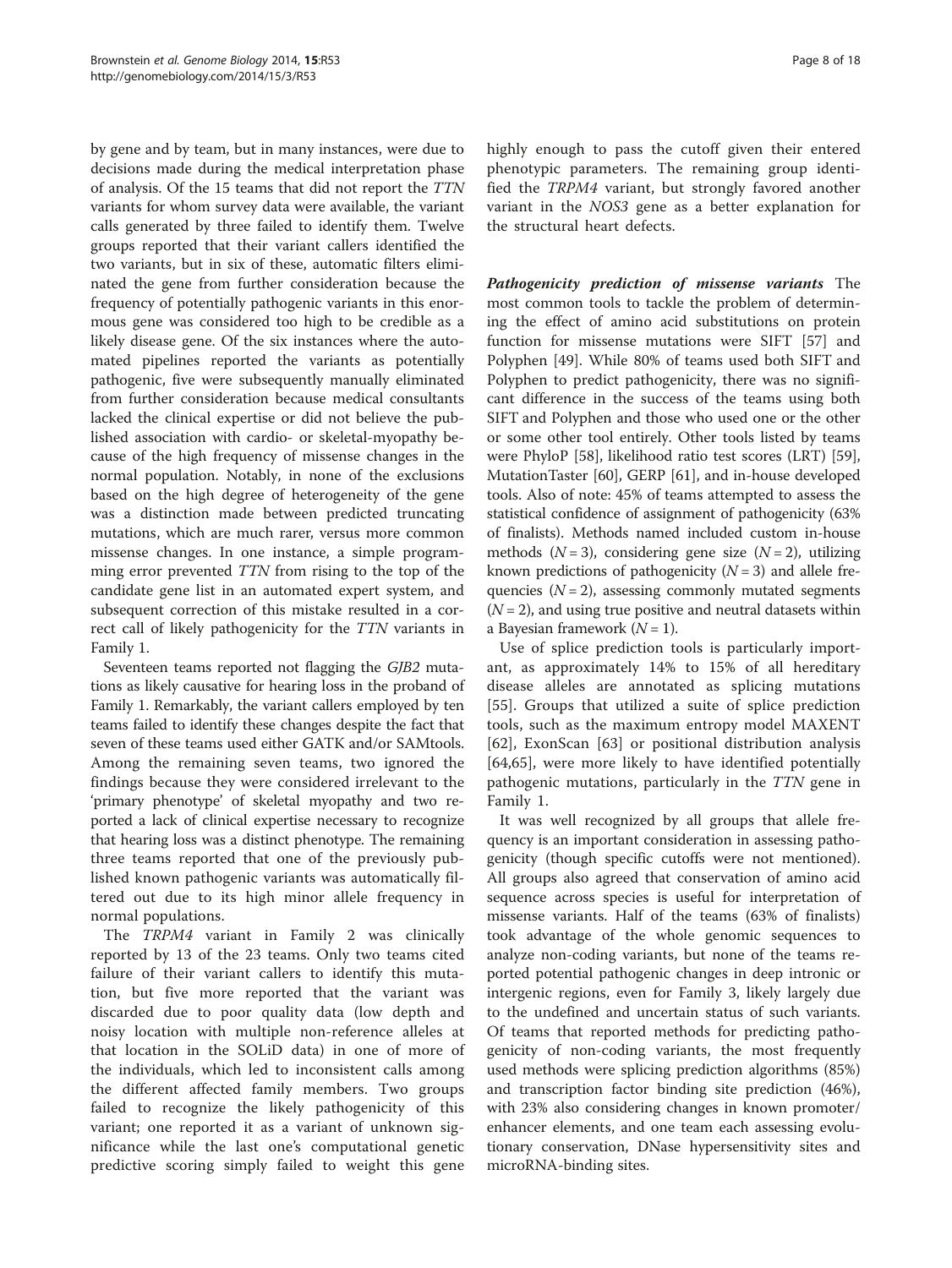by gene and by team, but in many instances, were due to decisions made during the medical interpretation phase of analysis. Of the 15 teams that did not report the *TTN* variants for whom survey data were available, the variant calls generated by three failed to identify them. Twelve groups reported that their variant callers identified the two variants, but in six of these, automatic filters eliminated the gene from further consideration because the frequency of potentially pathogenic variants in this enormous gene was considered too high to be credible as a likely disease gene. Of the six instances where the automated pipelines reported the variants as potentially pathogenic, five were subsequently manually eliminated from further consideration because medical consultants lacked the clinical expertise or did not believe the published association with cardio- or skeletal-myopathy because of the high frequency of missense changes in the normal population. Notably, in none of the exclusions based on the high degree of heterogeneity of the gene was a distinction made between predicted truncating mutations, which are much rarer, versus more common missense changes. In one instance, a simple programming error prevented *TTN* from rising to the top of the candidate gene list in an automated expert system, and subsequent correction of this mistake resulted in a correct call of likely pathogenicity for the *TTN* variants in Family 1.

Seventeen teams reported not flagging the *GJB2* mutations as likely causative for hearing loss in the proband of Family 1. Remarkably, the variant callers employed by ten teams failed to identify these changes despite the fact that seven of these teams used either GATK and/or SAMtools. Among the remaining seven teams, two ignored the findings because they were considered irrelevant to the 'primary phenotype' of skeletal myopathy and two reported a lack of clinical expertise necessary to recognize that hearing loss was a distinct phenotype. The remaining three teams reported that one of the previously published known pathogenic variants was automatically filtered out due to its high minor allele frequency in normal populations.

The *TRPM4* variant in Family 2 was clinically reported by 13 of the 23 teams. Only two teams cited failure of their variant callers to identify this mutation, but five more reported that the variant was discarded due to poor quality data (low depth and noisy location with multiple non-reference alleles at that location in the SOLiD data) in one of more of the individuals, which led to inconsistent calls among the different affected family members. Two groups failed to recognize the likely pathogenicity of this variant; one reported it as a variant of unknown significance while the last one's computational genetic predictive scoring simply failed to weight this gene highly enough to pass the cutoff given their entered phenotypic parameters. The remaining group identified the *TRPM4* variant, but strongly favored another variant in the *NOS3* gene as a better explanation for the structural heart defects.

***Pathogenicity prediction of missense variants*** The most common tools to tackle the problem of determining the effect of amino acid substitutions on protein function for missense mutations were SIFT [57] and Polyphen [49]. While 80% of teams used both SIFT and Polyphen to predict pathogenicity, there was no significant difference in the success of the teams using both SIFT and Polyphen and those who used one or the other or some other tool entirely. Other tools listed by teams were PhyloP [58], likelihood ratio test scores (LRT) [59], MutationTaster [60], GERP [61], and in-house developed tools. Also of note: 45% of teams attempted to assess the statistical confidence of assignment of pathogenicity (63% of finalists). Methods named included custom in-house methods ($N = 3$), considering gene size ($N = 2$), utilizing known predictions of pathogenicity ($N = 3$) and allele frequencies ($N = 2$), assessing commonly mutated segments ($N = 2$), and using true positive and neutral datasets within a Bayesian framework ($N = 1$).

Use of splice prediction tools is particularly important, as approximately 14% to 15% of all hereditary disease alleles are annotated as splicing mutations [55]. Groups that utilized a suite of splice prediction tools, such as the maximum entropy model MAXENT [62], ExonScan [63] or positional distribution analysis [64,65], were more likely to have identified potentially pathogenic mutations, particularly in the *TTN* gene in Family 1.

It was well recognized by all groups that allele frequency is an important consideration in assessing pathogenicity (though specific cutoffs were not mentioned). All groups also agreed that conservation of amino acid sequence across species is useful for interpretation of missense variants. Half of the teams (63% of finalists) took advantage of the whole genomic sequences to analyze non-coding variants, but none of the teams reported potential pathogenic changes in deep intronic or intergenic regions, even for Family 3, likely largely due to the undefined and uncertain status of such variants. Of teams that reported methods for predicting pathogenicity of non-coding variants, the most frequently used methods were splicing prediction algorithms (85%) and transcription factor binding site prediction (46%), with 23% also considering changes in known promoter/enhancer elements, and one team each assessing evolutionary conservation, DNase hypersensitivity sites and microRNA-binding sites.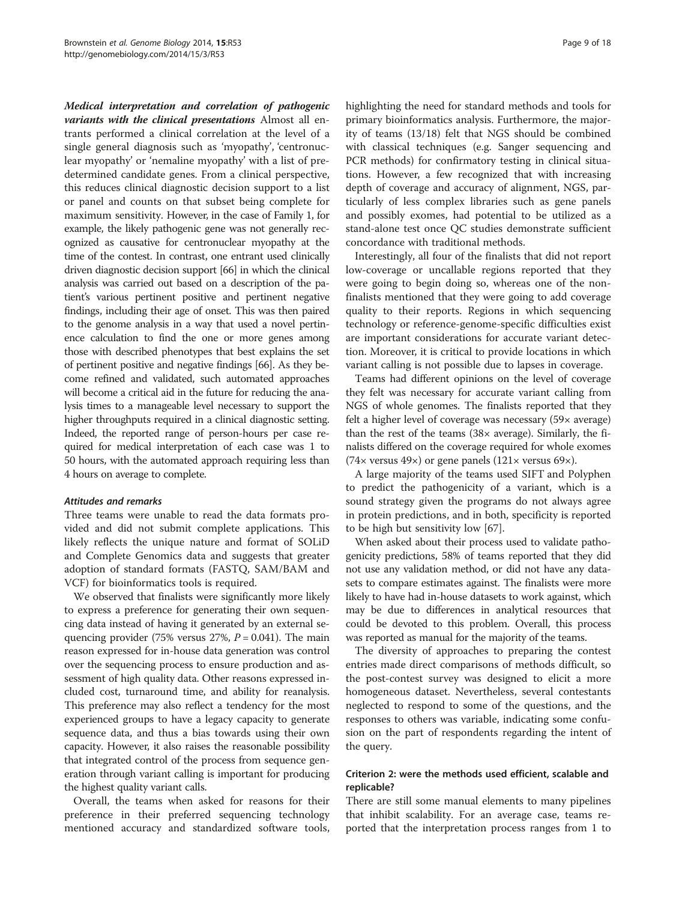***Medical interpretation and correlation of pathogenic variants with the clinical presentations*** Almost all entrants performed a clinical correlation at the level of a single general diagnosis such as 'myopathy', 'centronuclear myopathy' or 'nemaline myopathy' with a list of predetermined candidate genes. From a clinical perspective, this reduces clinical diagnostic decision support to a list or panel and counts on that subset being complete for maximum sensitivity. However, in the case of Family 1, for example, the likely pathogenic gene was not generally recognized as causative for centronuclear myopathy at the time of the contest. In contrast, one entrant used clinically driven diagnostic decision support [66] in which the clinical analysis was carried out based on a description of the patient's various pertinent positive and pertinent negative findings, including their age of onset. This was then paired to the genome analysis in a way that used a novel pertinence calculation to find the one or more genes among those with described phenotypes that best explains the set of pertinent positive and negative findings [66]. As they become refined and validated, such automated approaches will become a critical aid in the future for reducing the analysis times to a manageable level necessary to support the higher throughputs required in a clinical diagnostic setting. Indeed, the reported range of person-hours per case required for medical interpretation of each case was 1 to 50 hours, with the automated approach requiring less than 4 hours on average to complete.

#### *Attitudes and remarks*

Three teams were unable to read the data formats provided and did not submit complete applications. This likely reflects the unique nature and format of SOLiD and Complete Genomics data and suggests that greater adoption of standard formats (FASTQ, SAM/BAM and VCF) for bioinformatics tools is required.

We observed that finalists were significantly more likely to express a preference for generating their own sequencing data instead of having it generated by an external sequencing provider (75% versus 27%, $P = 0.041$). The main reason expressed for in-house data generation was control over the sequencing process to ensure production and assessment of high quality data. Other reasons expressed included cost, turnaround time, and ability for reanalysis. This preference may also reflect a tendency for the most experienced groups to have a legacy capacity to generate sequence data, and thus a bias towards using their own capacity. However, it also raises the reasonable possibility that integrated control of the process from sequence generation through variant calling is important for producing the highest quality variant calls.

Overall, the teams when asked for reasons for their preference in their preferred sequencing technology mentioned accuracy and standardized software tools, highlighting the need for standard methods and tools for primary bioinformatics analysis. Furthermore, the majority of teams (13/18) felt that NGS should be combined with classical techniques (e.g. Sanger sequencing and PCR methods) for confirmatory testing in clinical situations. However, a few recognized that with increasing depth of coverage and accuracy of alignment, NGS, particularly of less complex libraries such as gene panels and possibly exomes, had potential to be utilized as a stand-alone test once QC studies demonstrate sufficient concordance with traditional methods.

Interestingly, all four of the finalists that did not report low-coverage or uncallable regions reported that they were going to begin doing so, whereas one of the non-finalists mentioned that they were going to add coverage quality to their reports. Regions in which sequencing technology or reference-genome-specific difficulties exist are important considerations for accurate variant detection. Moreover, it is critical to provide locations in which variant calling is not possible due to lapses in coverage.

Teams had different opinions on the level of coverage they felt was necessary for accurate variant calling from NGS of whole genomes. The finalists reported that they felt a higher level of coverage was necessary (59× average) than the rest of the teams (38× average). Similarly, the finalists differed on the coverage required for whole exomes (74× versus 49×) or gene panels (121× versus 69×).

A large majority of the teams used SIFT and Polyphen to predict the pathogenicity of a variant, which is a sound strategy given the programs do not always agree in protein predictions, and in both, specificity is reported to be high but sensitivity low [67].

When asked about their process used to validate pathogenicity predictions, 58% of teams reported that they did not use any validation method, or did not have any datasets to compare estimates against. The finalists were more likely to have had in-house datasets to work against, which may be due to differences in analytical resources that could be devoted to this problem. Overall, this process was reported as manual for the majority of the teams.

The diversity of approaches to preparing the contest entries made direct comparisons of methods difficult, so the post-contest survey was designed to elicit a more homogeneous dataset. Nevertheless, several contestants neglected to respond to some of the questions, and the responses to others was variable, indicating some confusion on the part of respondents regarding the intent of the query.

### Criterion 2: were the methods used efficient, scalable and replicable?

There are still some manual elements to many pipelines that inhibit scalability. For an average case, teams reported that the interpretation process ranges from 1 to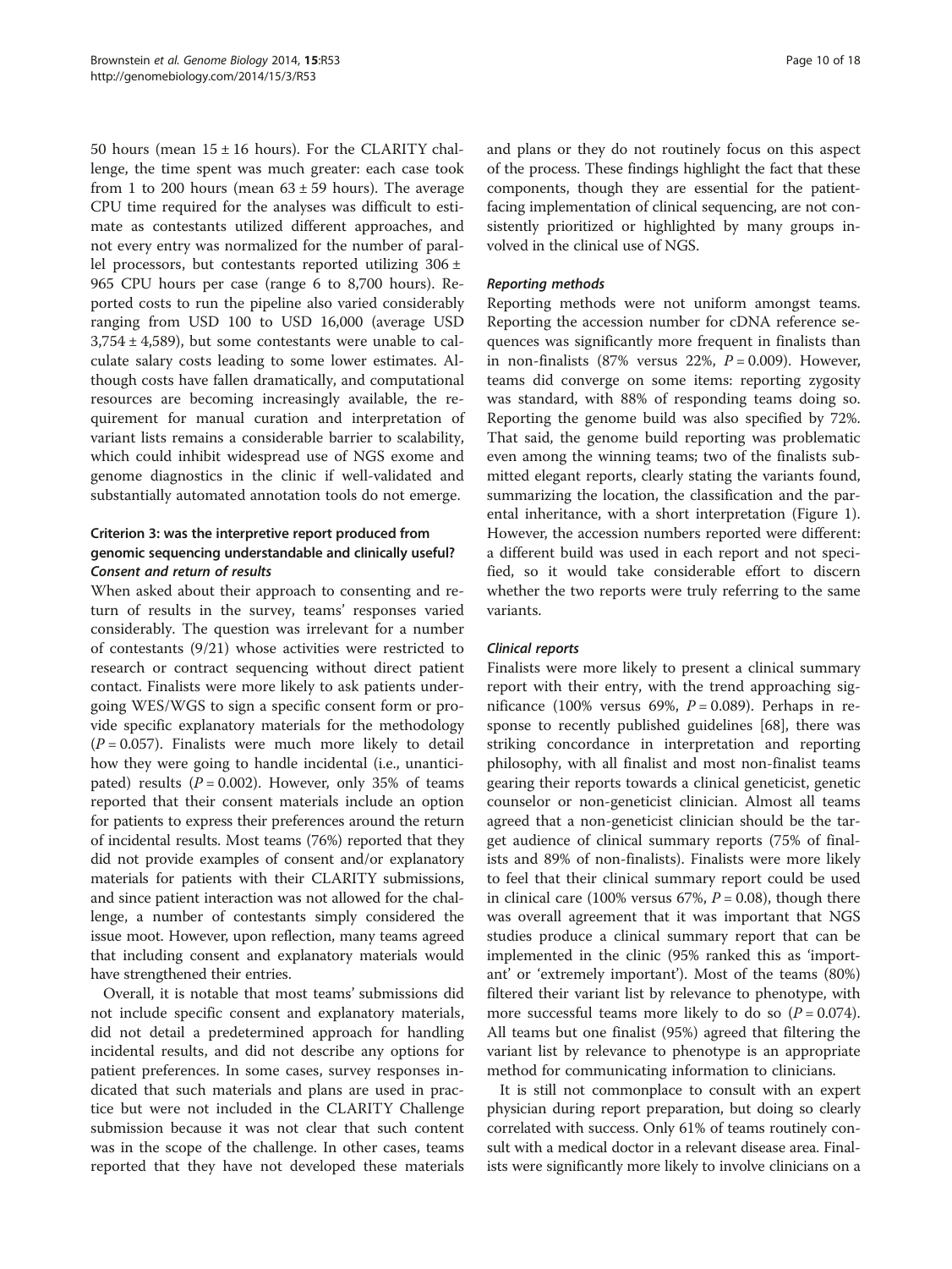50 hours (mean 15 ± 16 hours). For the CLARITY challenge, the time spent was much greater: each case took from 1 to 200 hours (mean 63 ± 59 hours). The average CPU time required for the analyses was difficult to estimate as contestants utilized different approaches, and not every entry was normalized for the number of parallel processors, but contestants reported utilizing 306 ± 965 CPU hours per case (range 6 to 8,700 hours). Reported costs to run the pipeline also varied considerably ranging from USD 100 to USD 16,000 (average USD 3,754 ± 4,589), but some contestants were unable to calculate salary costs leading to some lower estimates. Although costs have fallen dramatically, and computational resources are becoming increasingly available, the requirement for manual curation and interpretation of variant lists remains a considerable barrier to scalability, which could inhibit widespread use of NGS exome and genome diagnostics in the clinic if well-validated and substantially automated annotation tools do not emerge.

### Criterion 3: was the interpretive report produced from genomic sequencing understandable and clinically useful?

#### *Consent and return of results*

When asked about their approach to consenting and return of results in the survey, teams' responses varied considerably. The question was irrelevant for a number of contestants (9/21) whose activities were restricted to research or contract sequencing without direct patient contact. Finalists were more likely to ask patients undergoing WES/WGS to sign a specific consent form or provide specific explanatory materials for the methodology ($P = 0.057$). Finalists were much more likely to detail how they were going to handle incidental (i.e., unanticipated) results ($P = 0.002$). However, only 35% of teams reported that their consent materials include an option for patients to express their preferences around the return of incidental results. Most teams (76%) reported that they did not provide examples of consent and/or explanatory materials for patients with their CLARITY submissions, and since patient interaction was not allowed for the challenge, a number of contestants simply considered the issue moot. However, upon reflection, many teams agreed that including consent and explanatory materials would have strengthened their entries.

Overall, it is notable that most teams' submissions did not include specific consent and explanatory materials, did not detail a predetermined approach for handling incidental results, and did not describe any options for patient preferences. In some cases, survey responses indicated that such materials and plans are used in practice but were not included in the CLARITY Challenge submission because it was not clear that such content was in the scope of the challenge. In other cases, teams reported that they have not developed these materials and plans or they do not routinely focus on this aspect of the process. These findings highlight the fact that these components, though they are essential for the patient-facing implementation of clinical sequencing, are not consistently prioritized or highlighted by many groups involved in the clinical use of NGS.

#### *Reporting methods*

Reporting methods were not uniform amongst teams. Reporting the accession number for cDNA reference sequences was significantly more frequent in finalists than in non-finalists (87% versus 22%, $P = 0.009$). However, teams did converge on some items: reporting zygosity was standard, with 88% of responding teams doing so. Reporting the genome build was also specified by 72%. That said, the genome build reporting was problematic even among the winning teams; two of the finalists submitted elegant reports, clearly stating the variants found, summarizing the location, the classification and the parental inheritance, with a short interpretation (Figure 1). However, the accession numbers reported were different: a different build was used in each report and not specified, so it would take considerable effort to discern whether the two reports were truly referring to the same variants.

#### *Clinical reports*

Finalists were more likely to present a clinical summary report with their entry, with the trend approaching significance (100% versus 69%, $P = 0.089$). Perhaps in response to recently published guidelines [68], there was striking concordance in interpretation and reporting philosophy, with all finalist and most non-finalist teams gearing their reports towards a clinical geneticist, genetic counselor or non-geneticist clinician. Almost all teams agreed that a non-geneticist clinician should be the target audience of clinical summary reports (75% of finalists and 89% of non-finalists). Finalists were more likely to feel that their clinical summary report could be used in clinical care (100% versus 67%, $P = 0.08$), though there was overall agreement that it was important that NGS studies produce a clinical summary report that can be implemented in the clinic (95% ranked this as 'important' or 'extremely important'). Most of the teams (80%) filtered their variant list by relevance to phenotype, with more successful teams more likely to do so ($P = 0.074$). All teams but one finalist (95%) agreed that filtering the variant list by relevance to phenotype is an appropriate method for communicating information to clinicians.

It is still not commonplace to consult with an expert physician during report preparation, but doing so clearly correlated with success. Only 61% of teams routinely consult with a medical doctor in a relevant disease area. Finalists were significantly more likely to involve clinicians on a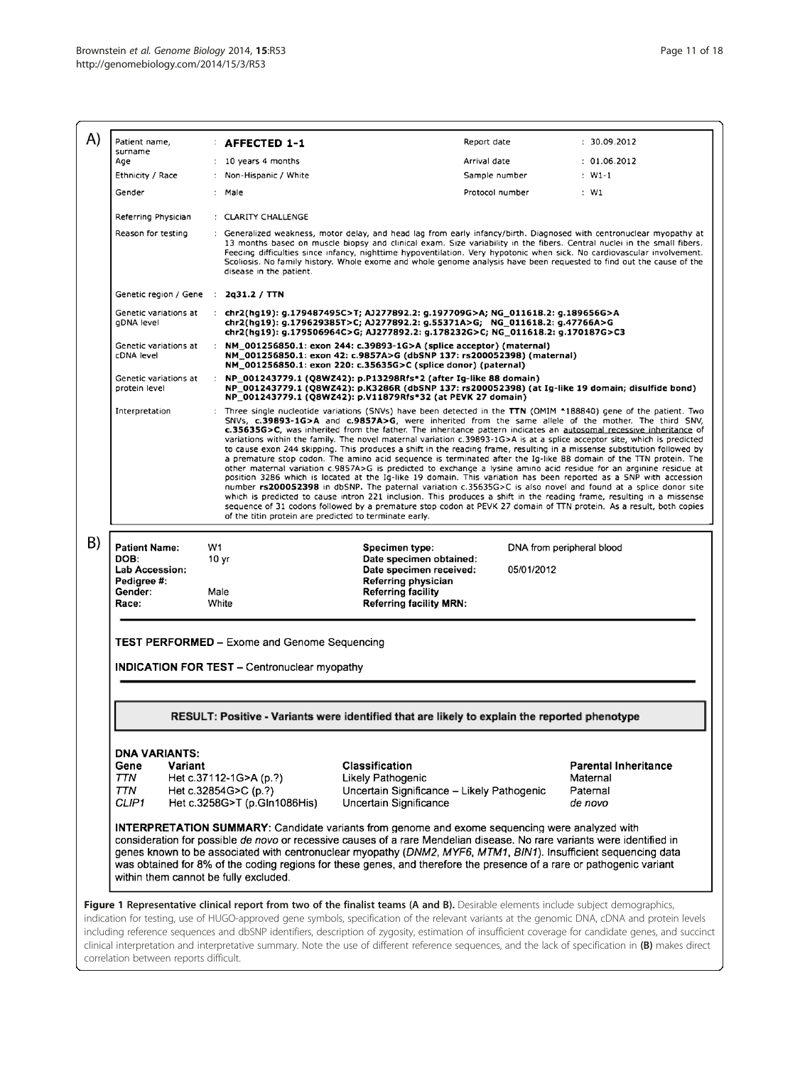**A)**

| | | | |
|---|---|---|---|
| Patient name, surname | : **AFFECTED 1-1** | Report date | : 30.09.2012 |
| Age | : 10 years 4 months | Arrival date | : 01.06.2012 |
| Ethnicity / Race | : Non-Hispanic / White | Sample number | : W1-1 |
| Gender | : Male | Protocol number | : W1 |

Referring Physician : CLARITY CHALLENGE

Reason for testing : Generalized weakness, motor delay, and head lag from early infancy/birth. Diagnosed with centronuclear myopathy at 13 months based on muscle biopsy and clinical exam. Size variability in the fibers. Central nuclei in the small fibers. Feeding difficulties since infancy, nighttime hypoventilation. Very hypotonic when sick. No cardiovascular involvement. Scoliosis. No family history. Whole exome and whole genome analysis have been requested to find out the cause of the disease in the patient.

Genetic region / Gene : **2q31.2 / TTN**

Genetic variations at gDNA level : **chr2(hg19): g.179487495C>T; AJ277892.2: g.197709G>A; NG_011618.2: g.189656G>A**
**chr2(hg19): g.179629385T>C; AJ277892.2: g.55371A>G; NG_011618.2: g.47766A>G**
**chr2(hg19): g.179506964C>G; AJ277892.2: g.178232G>C; NG_011618.2: g.170187G>C3**

Genetic variations at cDNA level : **NM_001256850.1: exon 244: c.39893-1G>A (splice acceptor) (maternal)**
**NM_001256850.1: exon 42: c.9857A>G (dbSNP 137: rs200052398) (maternal)**
**NM_001256850.1: exon 220: c.35635G>C (splice donor) (paternal)**

Genetic variations at protein level : **NP_001243779.1 (Q8WZ42): p.P13298Rfs*2 (after Ig-like 88 domain)**
**NP_001243779.1 (Q8WZ42): p.K3286R (dbSNP 137: rs200052398) (at Ig-like 19 domain; disulfide bond)**
**NP_001243779.1 (Q8WZ42): p.V11879Rfs*32 (at PEVK 27 domain)**

Interpretation : Three single nucleotide variations (SNVs) have been detected in the **TTN** (OMIM *188840) gene of the patient. Two SNVs, **c.39893-1G>A** and **c.9857A>G**, were inherited from the same allele of the mother. The third SNV, **c.35635G>C**, was inherited from the father. The inheritance pattern indicates an autosomal recessive inheritance of variations within the family. The novel maternal variation c.39893-1G>A is at a splice acceptor site, which is predicted to cause exon 244 skipping. This produces a shift in the reading frame, resulting in a missense substitution followed by a premature stop codon. The amino acid sequence is terminated after the Ig-like 88 domain of the TTN protein. The other maternal variation c.9857A>G is predicted to exchange a lysine amino acid residue for an arginine residue at position 3286 which is located at the Ig-like 19 domain. This variation has been reported as a SNP with accession number **rs200052398** in dbSNP. The paternal variation c.35635G>C is also novel and found at a splice donor site which is predicted to cause intron 221 inclusion. This produces a shift in the reading frame, resulting in a missense sequence of 31 codons followed by a premature stop codon at PEVK 27 domain of TTN protein. As a result, both copies of the titin protein are predicted to terminate early.

**B)**

| | | | |
|---|---|---|---|
| **Patient Name:** | W1 | **Specimen type:** | DNA from peripheral blood |
| **DOB:** | 10 yr | **Date specimen obtained:** | |
| **Lab Accession:** | | **Date specimen received:** | 05/01/2012 |
| **Pedigree #:** | | **Referring physician** | |
| **Gender:** | Male | **Referring facility** | |
| **Race:** | White | **Referring facility MRN:** | |

**TEST PERFORMED** – Exome and Genome Sequencing

**INDICATION FOR TEST** – Centronuclear myopathy

**RESULT: Positive - Variants were identified that are likely to explain the reported phenotype**

**DNA VARIANTS:**

| Gene | Variant | Classification | Parental Inheritance |
|---|---|---|---|
| *TTN* | Het c.37112-1G>A (p.?) | Likely Pathogenic | Maternal |
| *TTN* | Het c.32854G>C (p.?) | Uncertain Significance – Likely Pathogenic | Paternal |
| *CLIP1* | Het c.3258G>T (p.Gln1086His) | Uncertain Significance | *de novo* |

**INTERPRETATION SUMMARY:** Candidate variants from genome and exome sequencing were analyzed with consideration for possible *de novo* or recessive causes of a rare Mendelian disease. No rare variants were identified in genes known to be associated with centronuclear myopathy (*DNM2, MYF6, MTM1, BIN1*). Insufficient sequencing data was obtained for 8% of the coding regions for these genes, and therefore the presence of a rare or pathogenic variant within them cannot be fully excluded.

**Figure 1 Representative clinical report from two of the finalist teams (A and B).** Desirable elements include subject demographics, indication for testing, use of HUGO-approved gene symbols, specification of the relevant variants at the genomic DNA, cDNA and protein levels including reference sequences and dbSNP identifiers, description of zygosity, estimation of insufficient coverage for candidate genes, and succinct clinical interpretation and interpretative summary. Note the use of different reference sequences, and the lack of specification in **(B)** makes direct correlation between reports difficult.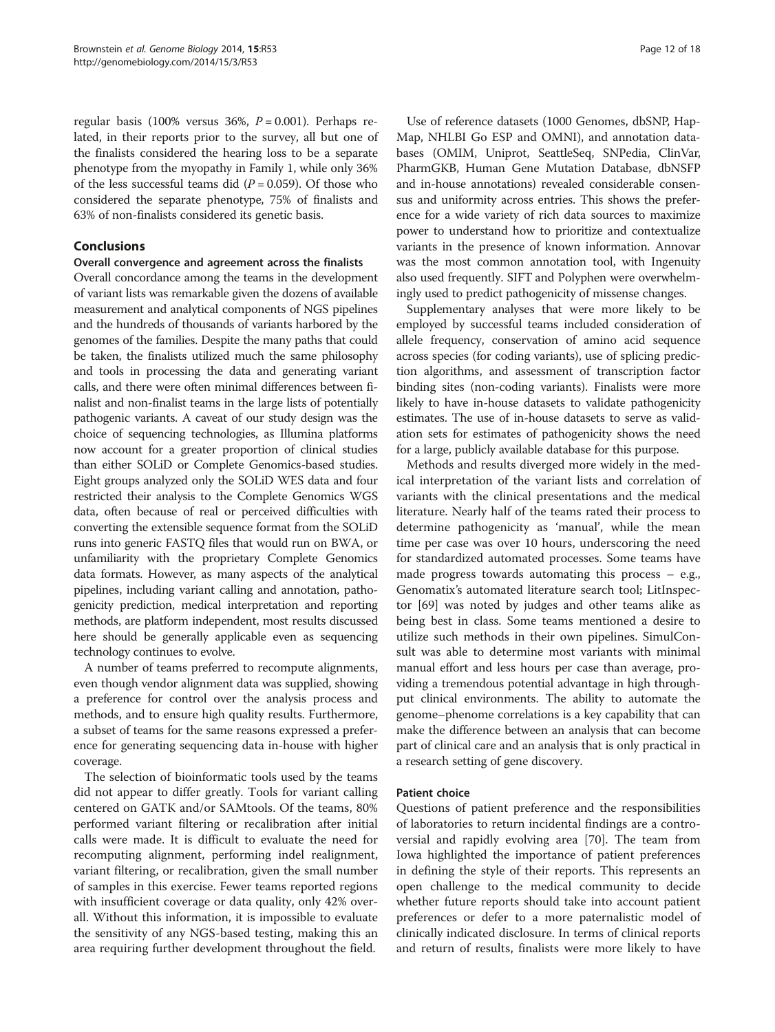regular basis (100% versus 36%, $P = 0.001$). Perhaps related, in their reports prior to the survey, all but one of the finalists considered the hearing loss to be a separate phenotype from the myopathy in Family 1, while only 36% of the less successful teams did ($P = 0.059$). Of those who considered the separate phenotype, 75% of finalists and 63% of non-finalists considered its genetic basis.

## Conclusions

### Overall convergence and agreement across the finalists

Overall concordance among the teams in the development of variant lists was remarkable given the dozens of available measurement and analytical components of NGS pipelines and the hundreds of thousands of variants harbored by the genomes of the families. Despite the many paths that could be taken, the finalists utilized much the same philosophy and tools in processing the data and generating variant calls, and there were often minimal differences between finalist and non-finalist teams in the large lists of potentially pathogenic variants. A caveat of our study design was the choice of sequencing technologies, as Illumina platforms now account for a greater proportion of clinical studies than either SOLiD or Complete Genomics-based studies. Eight groups analyzed only the SOLiD WES data and four restricted their analysis to the Complete Genomics WGS data, often because of real or perceived difficulties with converting the extensible sequence format from the SOLiD runs into generic FASTQ files that would run on BWA, or unfamiliarity with the proprietary Complete Genomics data formats. However, as many aspects of the analytical pipelines, including variant calling and annotation, pathogenicity prediction, medical interpretation and reporting methods, are platform independent, most results discussed here should be generally applicable even as sequencing technology continues to evolve.

A number of teams preferred to recompute alignments, even though vendor alignment data was supplied, showing a preference for control over the analysis process and methods, and to ensure high quality results. Furthermore, a subset of teams for the same reasons expressed a preference for generating sequencing data in-house with higher coverage.

The selection of bioinformatic tools used by the teams did not appear to differ greatly. Tools for variant calling centered on GATK and/or SAMtools. Of the teams, 80% performed variant filtering or recalibration after initial calls were made. It is difficult to evaluate the need for recomputing alignment, performing indel realignment, variant filtering, or recalibration, given the small number of samples in this exercise. Fewer teams reported regions with insufficient coverage or data quality, only 42% overall. Without this information, it is impossible to evaluate the sensitivity of any NGS-based testing, making this an area requiring further development throughout the field.

Use of reference datasets (1000 Genomes, dbSNP, HapMap, NHLBI Go ESP and OMNI), and annotation databases (OMIM, Uniprot, SeattleSeq, SNPedia, ClinVar, PharmGKB, Human Gene Mutation Database, dbNSFP and in-house annotations) revealed considerable consensus and uniformity across entries. This shows the preference for a wide variety of rich data sources to maximize power to understand how to prioritize and contextualize variants in the presence of known information. Annovar was the most common annotation tool, with Ingenuity also used frequently. SIFT and Polyphen were overwhelmingly used to predict pathogenicity of missense changes.

Supplementary analyses that were more likely to be employed by successful teams included consideration of allele frequency, conservation of amino acid sequence across species (for coding variants), use of splicing prediction algorithms, and assessment of transcription factor binding sites (non-coding variants). Finalists were more likely to have in-house datasets to validate pathogenicity estimates. The use of in-house datasets to serve as validation sets for estimates of pathogenicity shows the need for a large, publicly available database for this purpose.

Methods and results diverged more widely in the medical interpretation of the variant lists and correlation of variants with the clinical presentations and the medical literature. Nearly half of the teams rated their process to determine pathogenicity as 'manual', while the mean time per case was over 10 hours, underscoring the need for standardized automated processes. Some teams have made progress towards automating this process – e.g., Genomatix's automated literature search tool; LitInspector [69] was noted by judges and other teams alike as being best in class. Some teams mentioned a desire to utilize such methods in their own pipelines. SimulConsult was able to determine most variants with minimal manual effort and less hours per case than average, providing a tremendous potential advantage in high throughput clinical environments. The ability to automate the genome–phenome correlations is a key capability that can make the difference between an analysis that can become part of clinical care and an analysis that is only practical in a research setting of gene discovery.

### Patient choice

Questions of patient preference and the responsibilities of laboratories to return incidental findings are a controversial and rapidly evolving area [70]. The team from Iowa highlighted the importance of patient preferences in defining the style of their reports. This represents an open challenge to the medical community to decide whether future reports should take into account patient preferences or defer to a more paternalistic model of clinically indicated disclosure. In terms of clinical reports and return of results, finalists were more likely to have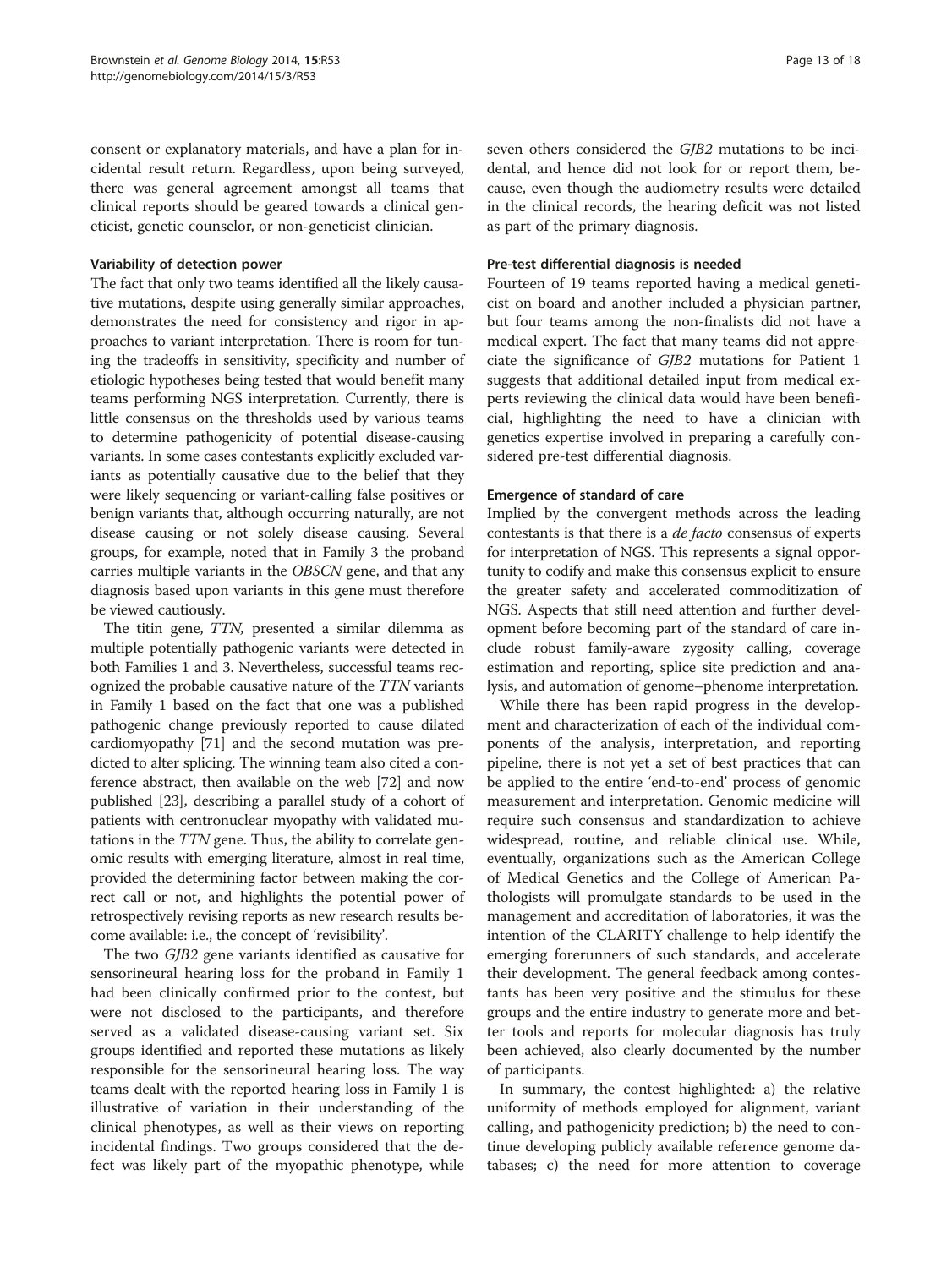consent or explanatory materials, and have a plan for incidental result return. Regardless, upon being surveyed, there was general agreement amongst all teams that clinical reports should be geared towards a clinical geneticist, genetic counselor, or non-geneticist clinician.

### Variability of detection power

The fact that only two teams identified all the likely causative mutations, despite using generally similar approaches, demonstrates the need for consistency and rigor in approaches to variant interpretation. There is room for tuning the tradeoffs in sensitivity, specificity and number of etiologic hypotheses being tested that would benefit many teams performing NGS interpretation. Currently, there is little consensus on the thresholds used by various teams to determine pathogenicity of potential disease-causing variants. In some cases contestants explicitly excluded variants as potentially causative due to the belief that they were likely sequencing or variant-calling false positives or benign variants that, although occurring naturally, are not disease causing or not solely disease causing. Several groups, for example, noted that in Family 3 the proband carries multiple variants in the *OBSCN* gene, and that any diagnosis based upon variants in this gene must therefore be viewed cautiously.

The titin gene, *TTN*, presented a similar dilemma as multiple potentially pathogenic variants were detected in both Families 1 and 3. Nevertheless, successful teams recognized the probable causative nature of the *TTN* variants in Family 1 based on the fact that one was a published pathogenic change previously reported to cause dilated cardiomyopathy [71] and the second mutation was predicted to alter splicing. The winning team also cited a conference abstract, then available on the web [72] and now published [23], describing a parallel study of a cohort of patients with centronuclear myopathy with validated mutations in the *TTN* gene. Thus, the ability to correlate genomic results with emerging literature, almost in real time, provided the determining factor between making the correct call or not, and highlights the potential power of retrospectively revising reports as new research results become available: i.e., the concept of 'revisibility'.

The two *GJB2* gene variants identified as causative for sensorineural hearing loss for the proband in Family 1 had been clinically confirmed prior to the contest, but were not disclosed to the participants, and therefore served as a validated disease-causing variant set. Six groups identified and reported these mutations as likely responsible for the sensorineural hearing loss. The way teams dealt with the reported hearing loss in Family 1 is illustrative of variation in their understanding of the clinical phenotypes, as well as their views on reporting incidental findings. Two groups considered that the defect was likely part of the myopathic phenotype, while seven others considered the *GJB2* mutations to be incidental, and hence did not look for or report them, because, even though the audiometry results were detailed in the clinical records, the hearing deficit was not listed as part of the primary diagnosis.

### Pre-test differential diagnosis is needed

Fourteen of 19 teams reported having a medical geneticist on board and another included a physician partner, but four teams among the non-finalists did not have a medical expert. The fact that many teams did not appreciate the significance of *GJB2* mutations for Patient 1 suggests that additional detailed input from medical experts reviewing the clinical data would have been beneficial, highlighting the need to have a clinician with genetics expertise involved in preparing a carefully considered pre-test differential diagnosis.

### Emergence of standard of care

Implied by the convergent methods across the leading contestants is that there is a *de facto* consensus of experts for interpretation of NGS. This represents a signal opportunity to codify and make this consensus explicit to ensure the greater safety and accelerated commoditization of NGS. Aspects that still need attention and further development before becoming part of the standard of care include robust family-aware zygosity calling, coverage estimation and reporting, splice site prediction and analysis, and automation of genome–phenome interpretation.

While there has been rapid progress in the development and characterization of each of the individual components of the analysis, interpretation, and reporting pipeline, there is not yet a set of best practices that can be applied to the entire 'end-to-end' process of genomic measurement and interpretation. Genomic medicine will require such consensus and standardization to achieve widespread, routine, and reliable clinical use. While, eventually, organizations such as the American College of Medical Genetics and the College of American Pathologists will promulgate standards to be used in the management and accreditation of laboratories, it was the intention of the CLARITY challenge to help identify the emerging forerunners of such standards, and accelerate their development. The general feedback among contestants has been very positive and the stimulus for these groups and the entire industry to generate more and better tools and reports for molecular diagnosis has truly been achieved, also clearly documented by the number of participants.

In summary, the contest highlighted: a) the relative uniformity of methods employed for alignment, variant calling, and pathogenicity prediction; b) the need to continue developing publicly available reference genome databases; c) the need for more attention to coverage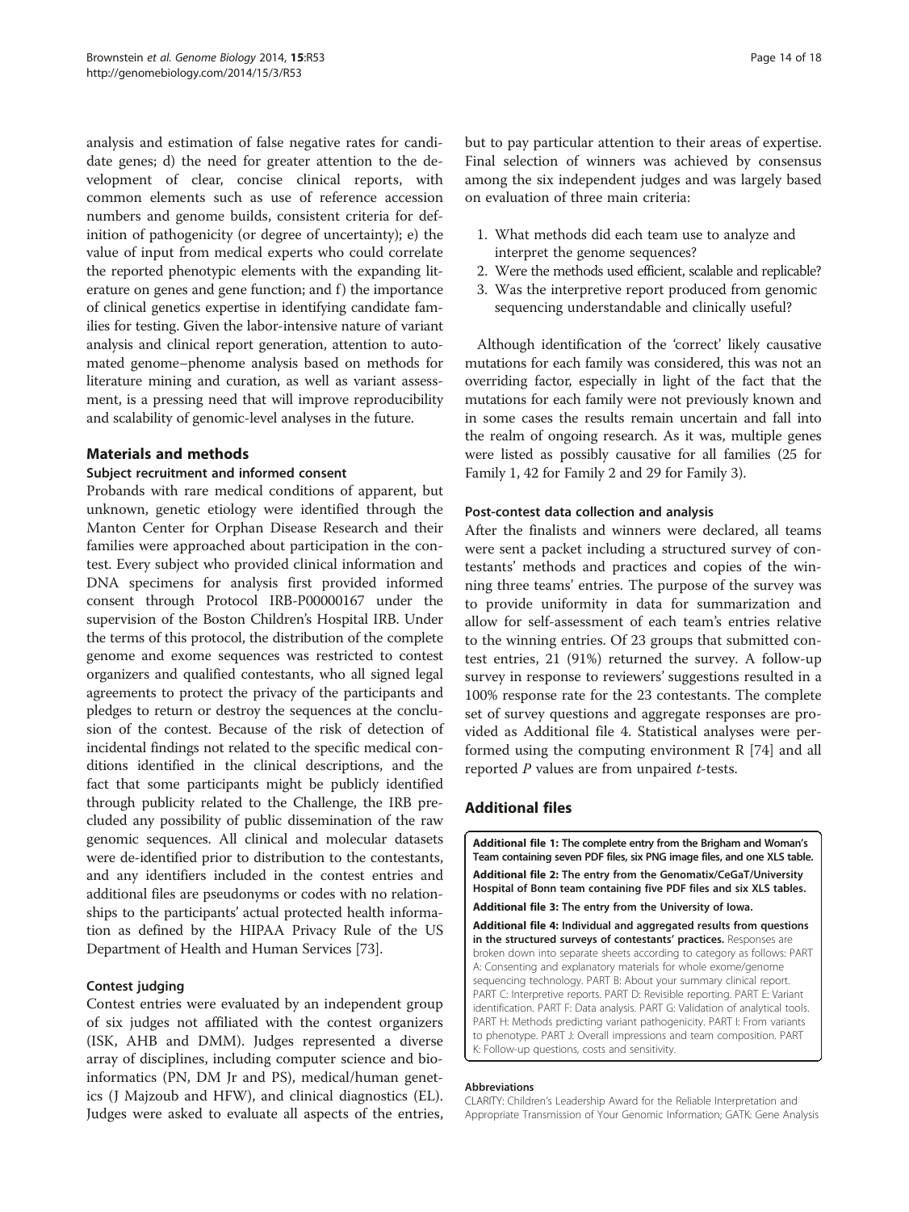analysis and estimation of false negative rates for candidate genes; d) the need for greater attention to the development of clear, concise clinical reports, with common elements such as use of reference accession numbers and genome builds, consistent criteria for definition of pathogenicity (or degree of uncertainty); e) the value of input from medical experts who could correlate the reported phenotypic elements with the expanding literature on genes and gene function; and f) the importance of clinical genetics expertise in identifying candidate families for testing. Given the labor-intensive nature of variant analysis and clinical report generation, attention to automated genome–phenome analysis based on methods for literature mining and curation, as well as variant assessment, is a pressing need that will improve reproducibility and scalability of genomic-level analyses in the future.

## Materials and methods

### Subject recruitment and informed consent

Probands with rare medical conditions of apparent, but unknown, genetic etiology were identified through the Manton Center for Orphan Disease Research and their families were approached about participation in the contest. Every subject who provided clinical information and DNA specimens for analysis first provided informed consent through Protocol IRB-P00000167 under the supervision of the Boston Children's Hospital IRB. Under the terms of this protocol, the distribution of the complete genome and exome sequences was restricted to contest organizers and qualified contestants, who all signed legal agreements to protect the privacy of the participants and pledges to return or destroy the sequences at the conclusion of the contest. Because of the risk of detection of incidental findings not related to the specific medical conditions identified in the clinical descriptions, and the fact that some participants might be publicly identified through publicity related to the Challenge, the IRB precluded any possibility of public dissemination of the raw genomic sequences. All clinical and molecular datasets were de-identified prior to distribution to the contestants, and any identifiers included in the contest entries and additional files are pseudonyms or codes with no relationships to the participants' actual protected health information as defined by the HIPAA Privacy Rule of the US Department of Health and Human Services [73].

### Contest judging

Contest entries were evaluated by an independent group of six judges not affiliated with the contest organizers (ISK, AHB and DMM). Judges represented a diverse array of disciplines, including computer science and bioinformatics (PN, DM Jr and PS), medical/human genetics (J Majzoub and HFW), and clinical diagnostics (EL). Judges were asked to evaluate all aspects of the entries, but to pay particular attention to their areas of expertise. Final selection of winners was achieved by consensus among the six independent judges and was largely based on evaluation of three main criteria:

1. What methods did each team use to analyze and interpret the genome sequences?
2. Were the methods used efficient, scalable and replicable?
3. Was the interpretive report produced from genomic sequencing understandable and clinically useful?

Although identification of the 'correct' likely causative mutations for each family was considered, this was not an overriding factor, especially in light of the fact that the mutations for each family were not previously known and in some cases the results remain uncertain and fall into the realm of ongoing research. As it was, multiple genes were listed as possibly causative for all families (25 for Family 1, 42 for Family 2 and 29 for Family 3).

### Post-contest data collection and analysis

After the finalists and winners were declared, all teams were sent a packet including a structured survey of contestants' methods and practices and copies of the winning three teams' entries. The purpose of the survey was to provide uniformity in data for summarization and allow for self-assessment of each team's entries relative to the winning entries. Of 23 groups that submitted contest entries, 21 (91%) returned the survey. A follow-up survey in response to reviewers' suggestions resulted in a 100% response rate for the 23 contestants. The complete set of survey questions and aggregate responses are provided as Additional file 4. Statistical analyses were performed using the computing environment R [74] and all reported *P* values are from unpaired *t*-tests.

## Additional files

**Additional file 1: The complete entry from the Brigham and Woman's Team containing seven PDF files, six PNG image files, and one XLS table.**

**Additional file 2: The entry from the Genomatix/CeGaT/University Hospital of Bonn team containing five PDF files and six XLS tables.**

**Additional file 3: The entry from the University of Iowa.**

**Additional file 4: Individual and aggregated results from questions in the structured surveys of contestants' practices.** Responses are broken down into separate sheets according to category as follows: PART A: Consenting and explanatory materials for whole exome/genome sequencing technology. PART B: About your summary clinical report. PART C: Interpretive reports. PART D: Revisible reporting. PART E: Variant identification. PART F: Data analysis. PART G: Validation of analytical tools. PART H: Methods predicting variant pathogenicity. PART I: From variants to phenotype. PART J: Overall impressions and team composition. PART K: Follow-up questions, costs and sensitivity.

#### Abbreviations

CLARITY: Children's Leadership Award for the Reliable Interpretation and Appropriate Transmission of Your Genomic Information; GATK: Gene Analysis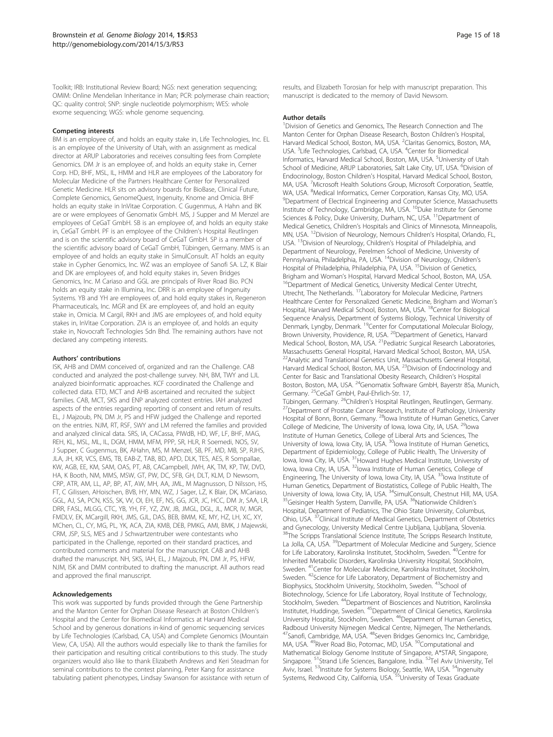Toolkit; IRB: Institutional Review Board; NGS: next generation sequencing; OMIM: Online Mendelian Inheritance in Man; PCR: polymerase chain reaction; QC: quality control; SNP: single nucleotide polymorphism; WES: whole exome sequencing; WGS: whole genome sequencing.

#### Competing interests

BM is an employee of, and holds an equity stake in, Life Technologies, Inc. EL is an employee of the University of Utah, with an assignment as medical director at ARUP Laboratories and receives consulting fees from Complete Genomics. DM Jr is an employee of, and holds an equity stake in, Cerner Corp. HD, BHF, MSL, IL, HMM and HLR are employees of the Laboratory for Molecular Medicine of the Partners Healthcare Center for Personalized Genetic Medicine. HLR sits on advisory boards for BioBase, Clinical Future, Complete Genomics, GenomeQuest, Ingenuity, Knome and Omicia. BHF holds an equity stake in InVitae Corporation. C Gugenmus, A Hahn and BK are or were employees of Genomatix GmbH. MS, J Supper and M Menzel are employees of CeGaT GmbH. SB is an employee of, and holds an equity stake in, CeGaT GmbH. PF is an employee of the Children's Hospital Reutlingen and is on the scientific advisory board of CeGaT GmbH. SP is a member of the scientific advisory board of CeGaT GmbH, Tübingen, Germany. MMS is an employee of and holds an equity stake in SimulConsult. AT holds an equity stake in Cypher Genomics, Inc. WZ was an employee of Sanofi SA. LZ, K Blair and DK are employees of, and hold equity stakes in, Seven Bridges Genomics, Inc. M Cariaso and GGL are principals of River Road Bio. PCN holds an equity stake in Illumina, Inc. DRR is an employee of Ingenuity Systems. YB and YH are employees of, and hold equity stakes in, Regeneron Pharmaceuticals, Inc. MGR and EK are employees of, and hold an equity stake in, Omicia. M Cargil, RKH and JMS are employees of, and hold equity stakes in, InVitae Corporation. ZIA is an employee of, and holds an equity stake in, Novocraft Technologies Sdn Bhd. The remaining authors have not declared any competing interests.

#### Authors' contributions

ISK, AHB and DMM conceived of, organized and ran the Challenge. CAB conducted and analyzed the post-challenge survey. NH, BM, TWY and LJL analyzed bioinformatic approaches. KCF coordinated the Challenge and collected data. ETD, MCT and AHB ascertained and recruited the subject families. CAB, MCT, SKS and ENP analyzed contest entries. IAH analyzed aspects of the entries regarding reporting of consent and return of results. EL, J Majzoub, PN, DM Jr, PS and HFW judged the Challenge and reported on the entries. NJM, RT, RSF, SWY and LM referred the families and provided and analyzed clinical data. SRS, IA, CACassa, PIWdB, HD, WF, LF, BHF, MAG, REH, KL, MSL, ML, IL, DGM, HMM, MFM, PPP, SR, HLR, R Soemedi, NOS, SV, J Supper, C Gugenmus, BK, AHahn, MS, M Menzel, SB, PF, MD, MB, SP, RJHS, JLA, JH, KR, VCS, EMS, TB, EAB-Z, TAB, BD, APD, DLK, TES, AES, R Sompallae, KW, AGB, EE, KM, SAM, OAS, PT, AB, CACampbell, JWH, AK, TM, KP, TW, DVD, HA, K Booth, NM, MMS, MSW, GT, PW, DC, SFB, GH, DLT, KLM, D Newsom, CRP, ATR, AM, LL, AP, BP, AT, AW, MH, AA, JML, M Magnusson, D Nilsson, HS, FT, C Gilissen, AHoischen, BVB, HY, MN, WZ, J Sager, LZ, K Blair, DK, MCariaso, GGL, AJ, SA, PCN, KSS, SK, VV, OI, EH, EF, NS, GG, JCR, JC, HCC, DM Jr, SAA, LR, DRR, FASL, MLGG, CTC, YB, YH, FF, YZ, ZW, JB, JMGL, DGL, JL, MCR, IV, MGR, FMDLV, EK, MCargill, RKH, JMS, GJL, DAS, BEB, BMM, KE, MY, HZ, LH, XC, XY, MChen, CL, CY, MG, PL, YK, ACA, ZIA, KMB, DEB, PMKG, AMI, BMK, J Majewski, CRM, JSP, SLS, MES and J Schwartzentruber were contestants who participated in the Challenge, reported on their standard practices, and contributed comments and material for the manuscript. CAB and AHB drafted the manuscript. NH, SKS, IAH, EL, J Majzoub, PN, DM Jr, PS, HFW, NJM, ISK and DMM contributed to drafting the manuscript. All authors read and approved the final manuscript.

#### Acknowledgements

This work was supported by funds provided through the Gene Partnership and the Manton Center for Orphan Disease Research at Boston Children's Hospital and the Center for Biomedical Informatics at Harvard Medical School and by generous donations in-kind of genomic sequencing services by Life Technologies (Carlsbad, CA, USA) and Complete Genomics (Mountain View, CA, USA). All the authors would especially like to thank the families for their participation and resulting critical contributions to this study. The study organizers would also like to thank Elizabeth Andrews and Keri Steadman for seminal contributions to the contest planning, Peter Kang for assistance tabulating patient phenotypes, Lindsay Swanson for assistance with return of results, and Elizabeth Torosian for help with manuscript preparation. This manuscript is dedicated to the memory of David Newsom.

#### Author details

[1]Division of Genetics and Genomics, The Research Connection and The Manton Center for Orphan Disease Research, Boston Children's Hospital, Harvard Medical School, Boston, MA, USA. [2]Claritas Genomics, Boston, MA, USA. [3]Life Technologies, Carlsbad, CA, USA. [4]Center for Biomedical Informatics, Harvard Medical School, Boston, MA, USA. [5]University of Utah School of Medicine, ARUP Laboratories, Salt Lake City, UT, USA. [6]Division of Endocrinology, Boston Children's Hospital, Harvard Medical School, Boston, MA, USA. [7]Microsoft Health Solutions Group, Microsoft Corporation, Seattle, WA, USA. [8]Medical Informatics, Cerner Corporation, Kansas City, MO, USA. [9]Department of Electrical Engineering and Computer Science, Massachusetts Institute of Technology, Cambridge, MA, USA. [10]Duke Institute for Genome Sciences & Policy, Duke University, Durham, NC, USA. [11]Department of Medical Genetics, Children's Hospitals and Clinics of Minnesota, Minneapolis, MN, USA. [12]Division of Neurology, Nemours Children's Hospital, Orlando, FL, USA. [13]Division of Neurology, Children's Hospital of Philadelphia, and Department of Neurology, Perelmen School of Medicine, University of Pennsylvania, Philadelphia, PA, USA. [14]Division of Neurology, Children's Hospital of Philadelphia, Philadelphia, PA, USA. [15]Division of Genetics, Brigham and Woman's Hospital, Harvard Medical School, Boston, MA, USA. [16]Department of Medical Genetics, University Medical Center Utrecht, Utrecht, The Netherlands. [17]Laboratory for Molecular Medicine, Partners Healthcare Center for Personalized Genetic Medicine, Brigham and Woman's Hospital, Harvard Medical School, Boston, MA, USA. [18]Center for Biological Sequence Analysis, Department of Systems Biology, Technical University of Denmark, Lyngby, Denmark. [19]Center for Computational Molecular Biology, Brown University, Providence, RI, USA. [20]Department of Genetics, Harvard Medical School, Boston, MA, USA. [21]Pediatric Surgical Research Laboratories, Massachusetts General Hospital, Harvard Medical School, Boston, MA, USA. [22]Analytic and Translational Genetics Unit, Massachusetts General Hospital, Harvard Medical School, Boston, MA, USA. [23]Division of Endocrinology and Center for Basic and Translational Obesity Research, Children's Hospital Boston, Boston, MA, USA. [24]Genomatix Software GmbH, Bayerstr 85a, Munich, Germany. [25]CeGaT GmbH, Paul-Ehrlich-Str. 17, Tübingen, Germany. [26]Children's Hospital Reutlingen, Reutlingen, Germany. [27]Department of Prostate Cancer Research, Institute of Pathology, University Hospital of Bonn, Bonn, Germany. [28]Iowa Institute of Human Genetics, Carver College of Medicine, The University of Iowa, Iowa City, IA, USA. [29]Iowa Institute of Human Genetics, College of Liberal Arts and Sciences, The University of Iowa, Iowa City, IA, USA. [30]Iowa Institute of Human Genetics, Department of Epidemiology, College of Public Health, The University of Iowa, Iowa City, IA, USA. [31]Howard Hughes Medical Institute, University of Iowa, Iowa City, IA, USA. [32]Iowa Institute of Human Genetics, College of Engineering, The University of Iowa, Iowa City, IA, USA. [33]Iowa Institute of Human Genetics, Department of Biostatistics, College of Public Health, The University of Iowa, Iowa City, IA, USA. [34]SimulConsult, Chestnut Hill, MA, USA. [35]Geisinger Health System, Danville, PA, USA. [36]Nationwide Children's Hospital, Department of Pediatrics, The Ohio State University, Columbus, Ohio, USA. [37]Clinical Institute of Medical Genetics, Department of Obstetrics and Gynecology, University Medical Centre Ljubljana, Ljubljana, Slovenia. [38]The Scripps Translational Science Institute, The Scripps Research Institute, La Jolla, CA, USA. [39]Department of Molecular Medicine and Surgery, Science for Life Laboratory, Karolinska Institutet, Stockholm, Sweden. [40]Centre for Inherited Metabolic Disorders, Karolinska University Hospital, Stockholm, Sweden. [41]Center for Molecular Medicine, Karolinska Institutet, Stockholm, Sweden. [42]Science for Life Laboratory, Department of Biochemistry and Biophysics, Stockholm University, Stockholm, Sweden. [43]School of Biotechnology, Science for Life Laboratory, Royal Institute of Technology, Stockholm, Sweden. [44]Department of Biosciences and Nutrition, Karolinska Institutet, Huddinge, Sweden. [45]Department of Clinical Genetics, Karolinska University Hospital, Stockholm, Sweden. [46]Department of Human Genetics, Radboud University Nijmegen Medical Centre, Nijmegen, The Netherlands. [47]Sanofi, Cambridge, MA, USA. [48]Seven Bridges Genomics Inc, Cambridge, MA, USA. [49]River Road Bio, Potomac, MD, USA. [50]Computational and Mathematical Biology Genome Institute of Singapore, A*STAR, Singapore, Singapore. [51]Strand Life Sciences, Bangalore, India. [52]Tel Aviv University, Tel Aviv, Israel. [53]Institute for Systems Biology, Seattle, WA, USA. [54]Ingenuity Systems, Redwood City, California, USA. [55]University of Texas Graduate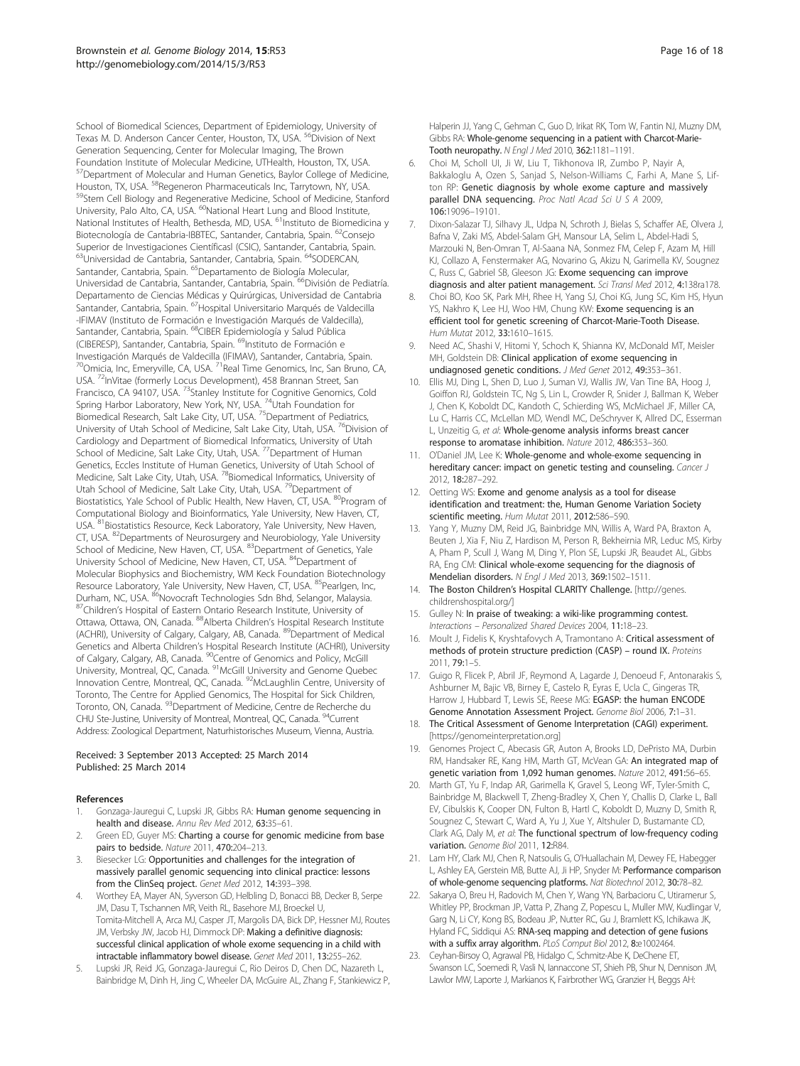School of Biomedical Sciences, Department of Epidemiology, University of Texas M. D. Anderson Cancer Center, Houston, TX, USA. [56]Division of Next Generation Sequencing, Center for Molecular Imaging, The Brown Foundation Institute of Molecular Medicine, UTHealth, Houston, TX, USA. [57]Department of Molecular and Human Genetics, Baylor College of Medicine, Houston, TX, USA. [58]Regeneron Pharmaceuticals Inc, Tarrytown, NY, USA. [59]Stem Cell Biology and Regenerative Medicine, School of Medicine, Stanford University, Palo Alto, CA, USA. [60]National Heart Lung and Blood Institute, National Institutes of Health, Bethesda, MD, USA. [61]Instituto de Biomedicina y Biotecnología de Cantabria-IBBTEC, Santander, Cantabria, Spain. [62]Consejo Superior de Investigaciones Científicasl (CSIC), Santander, Cantabria, Spain. [63]Universidad de Cantabria, Santander, Cantabria, Spain. [64]SODERCAN, Santander, Cantabria, Spain. [65]Departamento de Biología Molecular, Universidad de Cantabria, Santander, Cantabria, Spain. [66]División de Pediatría. Departamento de Ciencias Médicas y Quirúrgicas, Universidad de Cantabria Santander, Cantabria, Spain. [67]Hospital Universitario Marqués de Valdecilla -IFIMAV (Instituto de Formación e Investigación Marqués de Valdecilla), Santander, Cantabria, Spain. [68]CIBER Epidemiología y Salud Pública (CIBERESP), Santander, Cantabria, Spain. [69]Instituto de Formación e Investigación Marqués de Valdecilla (IFIMAV), Santander, Cantabria, Spain. [70]Omicia, Inc, Emeryville, CA, USA. [71]Real Time Genomics, Inc, San Bruno, CA, USA. [72]InVitae (formerly Locus Development), 458 Brannan Street, San Francisco, CA 94107, USA. [73]Stanley Institute for Cognitive Genomics, Cold Spring Harbor Laboratory, New York, NY, USA. [74]Utah Foundation for Biomedical Research, Salt Lake City, UT, USA. [75]Department of Pediatrics, University of Utah School of Medicine, Salt Lake City, Utah, USA. [76]Division of Cardiology and Department of Biomedical Informatics, University of Utah School of Medicine, Salt Lake City, Utah, USA. [77]Department of Human Genetics, Eccles Institute of Human Genetics, University of Utah School of Medicine, Salt Lake City, Utah, USA. [78]Biomedical Informatics, University of Utah School of Medicine, Salt Lake City, Utah, USA. [79]Department of Biostatistics, Yale School of Public Health, New Haven, CT, USA. [80]Program of Computational Biology and Bioinformatics, Yale University, New Haven, CT, USA. [81]Biostatistics Resource, Keck Laboratory, Yale University, New Haven, CT, USA. [82]Departments of Neurosurgery and Neurobiology, Yale University School of Medicine, New Haven, CT, USA. [83]Department of Genetics, Yale University School of Medicine, New Haven, CT, USA. [84]Department of Molecular Biophysics and Biochemistry, WM Keck Foundation Biotechnology Resource Laboratory, Yale University, New Haven, CT, USA. [85]Pearlgen, Inc, Durham, NC, USA. [86]Novocraft Technologies Sdn Bhd, Selangor, Malaysia. [87]Children's Hospital of Eastern Ontario Research Institute, University of Ottawa, Ottawa, ON, Canada. [88]Alberta Children's Hospital Research Institute (ACHRI), University of Calgary, Calgary, AB, Canada. [89]Department of Medical Genetics and Alberta Children's Hospital Research Institute (ACHRI), University of Calgary, Calgary, AB, Canada. [90]Centre of Genomics and Policy, McGill University, Montreal, QC, Canada. [91]McGill University and Genome Quebec Innovation Centre, Montreal, QC, Canada. [92]McLaughlin Centre, University of Toronto, The Centre for Applied Genomics, The Hospital for Sick Children, Toronto, ON, Canada. [93]Department of Medicine, Centre de Recherche du CHU Ste-Justine, University of Montreal, Montreal, QC, Canada. [94]Current Address: Zoological Department, Naturhistorisches Museum, Vienna, Austria.

Received: 3 September 2013 Accepted: 25 March 2014
Published: 25 March 2014

## References

1. Gonzaga-Jauregui C, Lupski JR, Gibbs RA: **Human genome sequencing in health and disease.** *Annu Rev Med* 2012, **63:**35–61.
2. Green ED, Guyer MS: **Charting a course for genomic medicine from base pairs to bedside.** *Nature* 2011, **470:**204–213.
3. Biesecker LG: **Opportunities and challenges for the integration of massively parallel genomic sequencing into clinical practice: lessons from the ClinSeq project.** *Genet Med* 2012, **14:**393–398.
4. Worthey EA, Mayer AN, Syverson GD, Helbling D, Bonacci BB, Decker B, Serpe JM, Dasu T, Tschannen MR, Veith RL, Basehore MJ, Broeckel U, Tomita-Mitchell A, Arca MJ, Casper JT, Margolis DA, Bick DP, Hessner MJ, Routes JM, Verbsky JW, Jacob HJ, Dimmock DP: **Making a definitive diagnosis: successful clinical application of whole exome sequencing in a child with intractable inflammatory bowel disease.** *Genet Med* 2011, **13:**255–262.
5. Lupski JR, Reid JG, Gonzaga-Jauregui C, Rio Deiros D, Chen DC, Nazareth L, Bainbridge M, Dinh H, Jing C, Wheeler DA, McGuire AL, Zhang F, Stankiewicz P, Halperin JJ, Yang C, Gehman C, Guo D, Irikat RK, Tom W, Fantin NJ, Muzny DM, Gibbs RA: **Whole-genome sequencing in a patient with Charcot-Marie-Tooth neuropathy.** *N Engl J Med* 2010, **362:**1181–1191.
6. Choi M, Scholl UI, Ji W, Liu T, Tikhonova IR, Zumbo P, Nayir A, Bakkaloglu A, Ozen S, Sanjad S, Nelson-Williams C, Farhi A, Mane S, Lifton RP: **Genetic diagnosis by whole exome capture and massively parallel DNA sequencing.** *Proc Natl Acad Sci U S A* 2009, **106:**19096–19101.
7. Dixon-Salazar TJ, Silhavy JL, Udpa N, Schroth J, Bielas S, Schaffer AE, Olvera J, Bafna V, Zaki MS, Abdel-Salam GH, Mansour LA, Selim L, Abdel-Hadi S, Marzouki N, Ben-Omran T, Al-Saana NA, Sonmez FM, Celep F, Azam M, Hill KJ, Collazo A, Fenstermaker AG, Novarino G, Akizu N, Garimella KV, Sougnez C, Russ C, Gabriel SB, Gleeson JG: **Exome sequencing can improve diagnosis and alter patient management.** *Sci Transl Med* 2012, **4:**138ra178.
8. Choi BO, Koo SK, Park MH, Rhee H, Yang SJ, Choi KG, Jung SC, Kim HS, Hyun YS, Nakhro K, Lee HJ, Woo HM, Chung KW: **Exome sequencing is an efficient tool for genetic screening of Charcot-Marie-Tooth Disease.** *Hum Mutat* 2012, **33:**1610–1615.
9. Need AC, Shashi V, Hitomi Y, Schoch K, Shianna KV, McDonald MT, Meisler MH, Goldstein DB: **Clinical application of exome sequencing in undiagnosed genetic conditions.** *J Med Genet* 2012, **49:**353–361.
10. Ellis MJ, Ding L, Shen D, Luo J, Suman VJ, Wallis JW, Van Tine BA, Hoog J, Goiffon RJ, Goldstein TC, Ng S, Lin L, Crowder R, Snider J, Ballman K, Weber J, Chen K, Koboldt DC, Kandoth C, Schierding WS, McMichael JF, Miller CA, Lu C, Harris CC, McLellan MD, Wendl MC, DeSchryver K, Allred DC, Esserman L, Unzeitig G, *et al*: **Whole-genome analysis informs breast cancer response to aromatase inhibition.** *Nature* 2012, **486:**353–360.
11. O'Daniel JM, Lee K: **Whole-genome and whole-exome sequencing in hereditary cancer: impact on genetic testing and counseling.** *Cancer J* 2012, **18:**287–292.
12. Oetting WS: **Exome and genome analysis as a tool for disease identification and treatment: the, Human Genome Variation Society scientific meeting.** *Hum Mutat* 2011, **2012:**586–590.
13. Yang Y, Muzny DM, Reid JG, Bainbridge MN, Willis A, Ward PA, Braxton A, Beuten J, Xia F, Niu Z, Hardison M, Person R, Bekheirnia MR, Leduc MS, Kirby A, Pham P, Scull J, Wang M, Ding Y, Plon SE, Lupski JR, Beaudet AL, Gibbs RA, Eng CM: **Clinical whole-exome sequencing for the diagnosis of Mendelian disorders.** *N Engl J Med* 2013, **369:**1502–1511.
14. **The Boston Children's Hospital CLARITY Challenge.** [http://genes.childrenshospital.org/]
15. Gulley N: **In praise of tweaking: a wiki-like programming contest.** *Interactions – Personalized Shared Devices* 2004, **11:**18–23.
16. Moult J, Fidelis K, Kryshtafovych A, Tramontano A: **Critical assessment of methods of protein structure prediction (CASP) – round IX.** *Proteins* 2011, **79:**1–5.
17. Guigo R, Flicek P, Abril JF, Reymond A, Lagarde J, Denoeud F, Antonarakis S, Ashburner M, Bajic VB, Birney E, Castelo R, Eyras E, Ucla C, Gingeras TR, Harrow J, Hubbard T, Lewis SE, Reese MG: **EGASP: the human ENCODE Genome Annotation Assessment Project.** *Genome Biol* 2006, **7:**1–31.
18. **The Critical Assessment of Genome Interpretation (CAGI) experiment.** [https://genomeinterpretation.org]
19. Genomes Project C, Abecasis GR, Auton A, Brooks LD, DePristo MA, Durbin RM, Handsaker RE, Kang HM, Marth GT, McVean GA: **An integrated map of genetic variation from 1,092 human genomes.** *Nature* 2012, **491:**56–65.
20. Marth GT, Yu F, Indap AR, Garimella K, Gravel S, Leong WF, Tyler-Smith C, Bainbridge M, Blackwell T, Zheng-Bradley X, Chen Y, Challis D, Clarke L, Ball EV, Cibulskis K, Cooper DN, Fulton B, Hartl C, Koboldt D, Muzny D, Smith R, Sougnez C, Stewart C, Ward A, Yu J, Xue Y, Altshuler D, Bustamante CD, Clark AG, Daly M, *et al*: **The functional spectrum of low-frequency coding variation.** *Genome Biol* 2011, **12:**R84.
21. Lam HY, Clark MJ, Chen R, Natsoulis G, O'Huallachain M, Dewey FE, Habegger L, Ashley EA, Gerstein MB, Butte AJ, Ji HP, Snyder M: **Performance comparison of whole-genome sequencing platforms.** *Nat Biotechnol* 2012, **30:**78–82.
22. Sakarya O, Breu H, Radovich M, Chen Y, Wang YN, Barbacioru C, Utiramerur S, Whitley PP, Brockman JP, Vatta P, Zhang Z, Popescu L, Muller MW, Kudlingar V, Garg N, Li CY, Kong BS, Bodeau JP, Nutter RC, Gu J, Bramlett KS, Ichikawa JK, Hyland FC, Siddiqui AS: **RNA-seq mapping and detection of gene fusions with a suffix array algorithm.** *PLoS Comput Biol* 2012, **8:**e1002464.
23. Ceyhan-Birsoy O, Agrawal PB, Hidalgo C, Schmitz-Abe K, DeChene ET, Swanson LC, Soemedi R, Vasli N, Iannaccone ST, Shieh PB, Shur N, Dennison JM, Lawlor MW, Laporte J, Markianos K, Fairbrother WG, Granzier H, Beggs AH: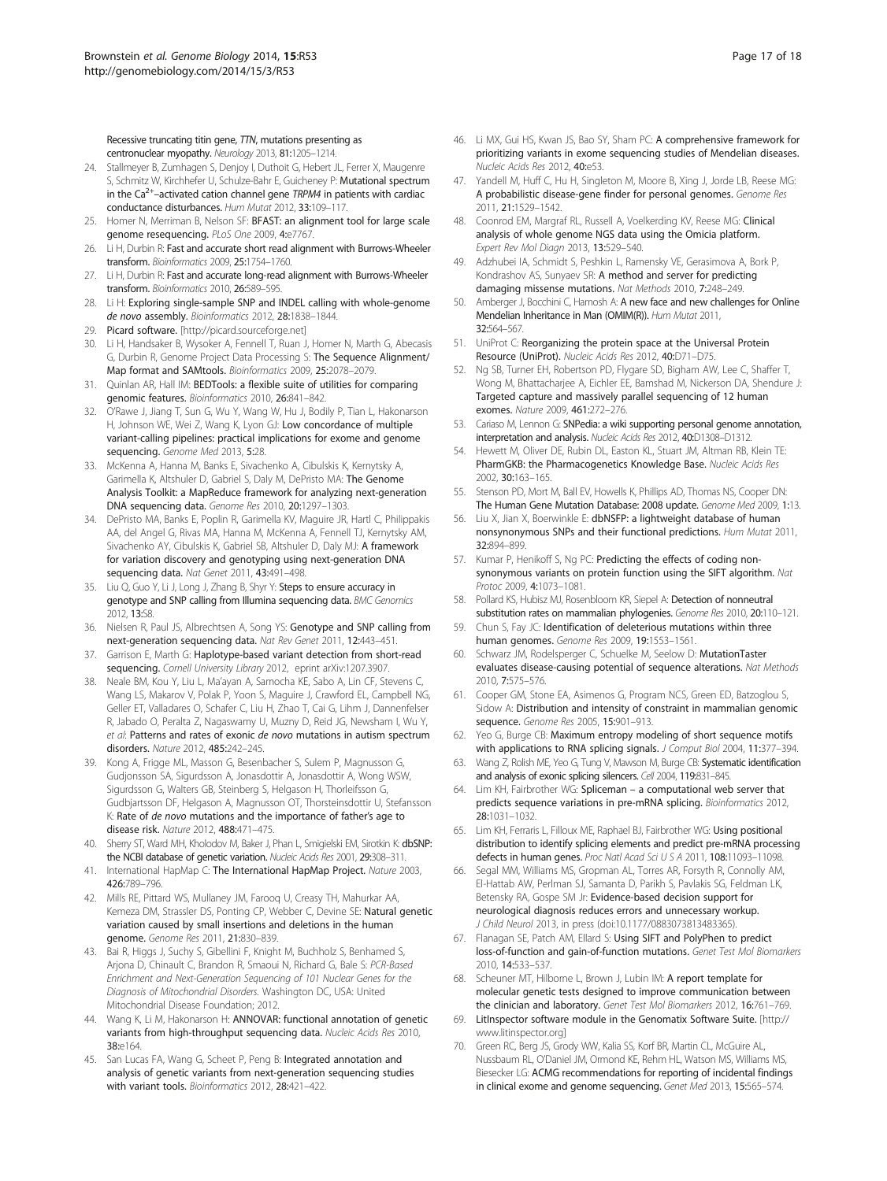Recessive truncating titin gene, *TTN*, mutations presenting as centronuclear myopathy. *Neurology* 2013, **81:**1205–1214.

24. Stallmeyer B, Zumhagen S, Denjoy I, Duthoit G, Hebert JL, Ferrer X, Maugenre S, Schmitz W, Kirchhefer U, Schulze-Bahr E, Guicheney P: **Mutational spectrum in the $Ca^{2+}$–activated cation channel gene *TRPM4* in patients with cardiac conductance disturbances.** *Hum Mutat* 2012, **33:**109–117.
25. Homer N, Merriman B, Nelson SF: **BFAST: an alignment tool for large scale genome resequencing.** *PLoS One* 2009, **4:**e7767.
26. Li H, Durbin R: **Fast and accurate short read alignment with Burrows-Wheeler transform.** *Bioinformatics* 2009, **25:**1754–1760.
27. Li H, Durbin R: **Fast and accurate long-read alignment with Burrows-Wheeler transform.** *Bioinformatics* 2010, **26:**589–595.
28. Li H: **Exploring single-sample SNP and INDEL calling with whole-genome *de novo* assembly.** *Bioinformatics* 2012, **28:**1838–1844.
29. **Picard software.** [http://picard.sourceforge.net]
30. Li H, Handsaker B, Wysoker A, Fennell T, Ruan J, Homer N, Marth G, Abecasis G, Durbin R, Genome Project Data Processing S: **The Sequence Alignment/Map format and SAMtools.** *Bioinformatics* 2009, **25:**2078–2079.
31. Quinlan AR, Hall IM: **BEDTools: a flexible suite of utilities for comparing genomic features.** *Bioinformatics* 2010, **26:**841–842.
32. O'Rawe J, Jiang T, Sun G, Wu Y, Wang W, Hu J, Bodily P, Tian L, Hakonarson H, Johnson WE, Wei Z, Wang K, Lyon GJ: **Low concordance of multiple variant-calling pipelines: practical implications for exome and genome sequencing.** *Genome Med* 2013, **5:**28.
33. McKenna A, Hanna M, Banks E, Sivachenko A, Cibulskis K, Kernytsky A, Garimella K, Altshuler D, Gabriel S, Daly M, DePristo MA: **The Genome Analysis Toolkit: a MapReduce framework for analyzing next-generation DNA sequencing data.** *Genome Res* 2010, **20:**1297–1303.
34. DePristo MA, Banks E, Poplin R, Garimella KV, Maguire JR, Hartl C, Philippakis AA, del Angel G, Rivas MA, Hanna M, McKenna A, Fennell TJ, Kernytsky AM, Sivachenko AY, Cibulskis K, Gabriel SB, Altshuler D, Daly MJ: **A framework for variation discovery and genotyping using next-generation DNA sequencing data.** *Nat Genet* 2011, **43:**491–498.
35. Liu Q, Guo Y, Li J, Long J, Zhang B, Shyr Y: **Steps to ensure accuracy in genotype and SNP calling from Illumina sequencing data.** *BMC Genomics* 2012, **13:**S8.
36. Nielsen R, Paul JS, Albrechtsen A, Song YS: **Genotype and SNP calling from next-generation sequencing data.** *Nat Rev Genet* 2011, **12:**443–451.
37. Garrison E, Marth G: **Haplotype-based variant detection from short-read sequencing.** *Cornell University Library* 2012, eprint arXiv:1207.3907.
38. Neale BM, Kou Y, Liu L, Ma'ayan A, Samocha KE, Sabo A, Lin CF, Stevens C, Wang LS, Makarov V, Polak P, Yoon S, Maguire J, Crawford EL, Campbell NG, Geller ET, Valladares O, Schafer C, Liu H, Zhao T, Cai G, Lihm J, Dannenfelser R, Jabado O, Peralta Z, Nagaswamy U, Muzny D, Reid JG, Newsham I, Wu Y, *et al*: **Patterns and rates of exonic *de novo* mutations in autism spectrum disorders.** *Nature* 2012, **485:**242–245.
39. Kong A, Frigge ML, Masson G, Besenbacher S, Sulem P, Magnusson G, Gudjonsson SA, Sigurdsson A, Jonasdottir A, Jonasdottir A, Wong WSW, Sigurdsson G, Walters GB, Steinberg S, Helgason H, Thorleifsson G, Gudbjartsson DF, Helgason A, Magnusson OT, Thorsteinsdottir U, Stefansson K: **Rate of *de novo* mutations and the importance of father's age to disease risk.** *Nature* 2012, **488:**471–475.
40. Sherry ST, Ward MH, Kholodov M, Baker J, Phan L, Smigielski EM, Sirotkin K: **dbSNP: the NCBI database of genetic variation.** *Nucleic Acids Res* 2001, **29:**308–311.
41. International HapMap C: **The International HapMap Project.** *Nature* 2003, **426:**789–796.
42. Mills RE, Pittard WS, Mullaney JM, Farooq U, Creasy TH, Mahurkar AA, Kemeza DM, Strassler DS, Ponting CP, Webber C, Devine SE: **Natural genetic variation caused by small insertions and deletions in the human genome.** *Genome Res* 2011, **21:**830–839.
43. Bai R, Higgs J, Suchy S, Gibellini F, Knight M, Buchholz S, Benhamed S, Arjona D, Chinault C, Brandon R, Smaoui N, Richard G, Bale S: *PCR-Based Enrichment and Next-Generation Sequencing of 101 Nuclear Genes for the Diagnosis of Mitochondrial Disorders.* Washington DC, USA: United Mitochondrial Disease Foundation; 2012.
44. Wang K, Li M, Hakonarson H: **ANNOVAR: functional annotation of genetic variants from high-throughput sequencing data.** *Nucleic Acids Res* 2010, **38:**e164.
45. San Lucas FA, Wang G, Scheet P, Peng B: **Integrated annotation and analysis of genetic variants from next-generation sequencing studies with variant tools.** *Bioinformatics* 2012, **28:**421–422.
46. Li MX, Gui HS, Kwan JS, Bao SY, Sham PC: **A comprehensive framework for prioritizing variants in exome sequencing studies of Mendelian diseases.** *Nucleic Acids Res* 2012, **40:**e53.
47. Yandell M, Huff C, Hu H, Singleton M, Moore B, Xing J, Jorde LB, Reese MG: **A probabilistic disease-gene finder for personal genomes.** *Genome Res* 2011, **21:**1529–1542.
48. Coonrod EM, Margraf RL, Russell A, Voelkerding KV, Reese MG: **Clinical analysis of whole genome NGS data using the Omicia platform.** *Expert Rev Mol Diagn* 2013, **13:**529–540.
49. Adzhubei IA, Schmidt S, Peshkin L, Ramensky VE, Gerasimova A, Bork P, Kondrashov AS, Sunyaev SR: **A method and server for predicting damaging missense mutations.** *Nat Methods* 2010, **7:**248–249.
50. Amberger J, Bocchini C, Hamosh A: **A new face and new challenges for Online Mendelian Inheritance in Man (OMIM(R)).** *Hum Mutat* 2011, **32:**564–567.
51. UniProt C: **Reorganizing the protein space at the Universal Protein Resource (UniProt).** *Nucleic Acids Res* 2012, **40:**D71–D75.
52. Ng SB, Turner EH, Robertson PD, Flygare SD, Bigham AW, Lee C, Shaffer T, Wong M, Bhattacharjee A, Eichler EE, Bamshad M, Nickerson DA, Shendure J: **Targeted capture and massively parallel sequencing of 12 human exomes.** *Nature* 2009, **461:**272–276.
53. Cariaso M, Lennon G: **SNPedia: a wiki supporting personal genome annotation, interpretation and analysis.** *Nucleic Acids Res* 2012, **40:**D1308–D1312.
54. Hewett M, Oliver DE, Rubin DL, Easton KL, Stuart JM, Altman RB, Klein TE: **PharmGKB: the Pharmacogenetics Knowledge Base.** *Nucleic Acids Res* 2002, **30:**163–165.
55. Stenson PD, Mort M, Ball EV, Howells K, Phillips AD, Thomas NS, Cooper DN: **The Human Gene Mutation Database: 2008 update.** *Genome Med* 2009, **1:**13.
56. Liu X, Jian X, Boerwinkle E: **dbNSFP: a lightweight database of human nonsynonymous SNPs and their functional predictions.** *Hum Mutat* 2011, **32:**894–899.
57. Kumar P, Henikoff S, Ng PC: **Predicting the effects of coding non-synonymous variants on protein function using the SIFT algorithm.** *Nat Protoc* 2009, **4:**1073–1081.
58. Pollard KS, Hubisz MJ, Rosenbloom KR, Siepel A: **Detection of nonneutral substitution rates on mammalian phylogenies.** *Genome Res* 2010, **20:**110–121.
59. Chun S, Fay JC: **Identification of deleterious mutations within three human genomes.** *Genome Res* 2009, **19:**1553–1561.
60. Schwarz JM, Rodelsperger C, Schuelke M, Seelow D: **MutationTaster evaluates disease-causing potential of sequence alterations.** *Nat Methods* 2010, **7:**575–576.
61. Cooper GM, Stone EA, Asimenos G, Program NCS, Green ED, Batzoglou S, Sidow A: **Distribution and intensity of constraint in mammalian genomic sequence.** *Genome Res* 2005, **15:**901–913.
62. Yeo G, Burge CB: **Maximum entropy modeling of short sequence motifs with applications to RNA splicing signals.** *J Comput Biol* 2004, **11:**377–394.
63. Wang Z, Rolish ME, Yeo G, Tung V, Mawson M, Burge CB: **Systematic identification and analysis of exonic splicing silencers.** *Cell* 2004, **119:**831–845.
64. Lim KH, Fairbrother WG: **Spliceman – a computational web server that predicts sequence variations in pre-mRNA splicing.** *Bioinformatics* 2012, **28:**1031–1032.
65. Lim KH, Ferraris L, Filloux ME, Raphael BJ, Fairbrother WG: **Using positional distribution to identify splicing elements and predict pre-mRNA processing defects in human genes.** *Proc Natl Acad Sci U S A* 2011, **108:**11093–11098.
66. Segal MM, Williams MS, Gropman AL, Torres AR, Forsyth R, Connolly AM, El-Hattab AW, Perlman SJ, Samanta D, Parikh S, Pavlakis SG, Feldman LK, Betensky RA, Gospe SM Jr: **Evidence-based decision support for neurological diagnosis reduces errors and unnecessary workup.** *J Child Neurol* 2013, in press (doi:10.1177/0883073813483365).
67. Flanagan SE, Patch AM, Ellard S: **Using SIFT and PolyPhen to predict loss-of-function and gain-of-function mutations.** *Genet Test Mol Biomarkers* 2010, **14:**533–537.
68. Scheuner MT, Hilborne L, Brown J, Lubin IM: **A report template for molecular genetic tests designed to improve communication between the clinician and laboratory.** *Genet Test Mol Biomarkers* 2012, **16:**761–769.
69. **LitInspector software module in the Genomatix Software Suite.** [http://www.litinspector.org]
70. Green RC, Berg JS, Grody WW, Kalia SS, Korf BR, Martin CL, McGuire AL, Nussbaum RL, O'Daniel JM, Ormond KE, Rehm HL, Watson MS, Williams MS, Biesecker LG: **ACMG recommendations for reporting of incidental findings in clinical exome and genome sequencing.** *Genet Med* 2013, **15:**565–574.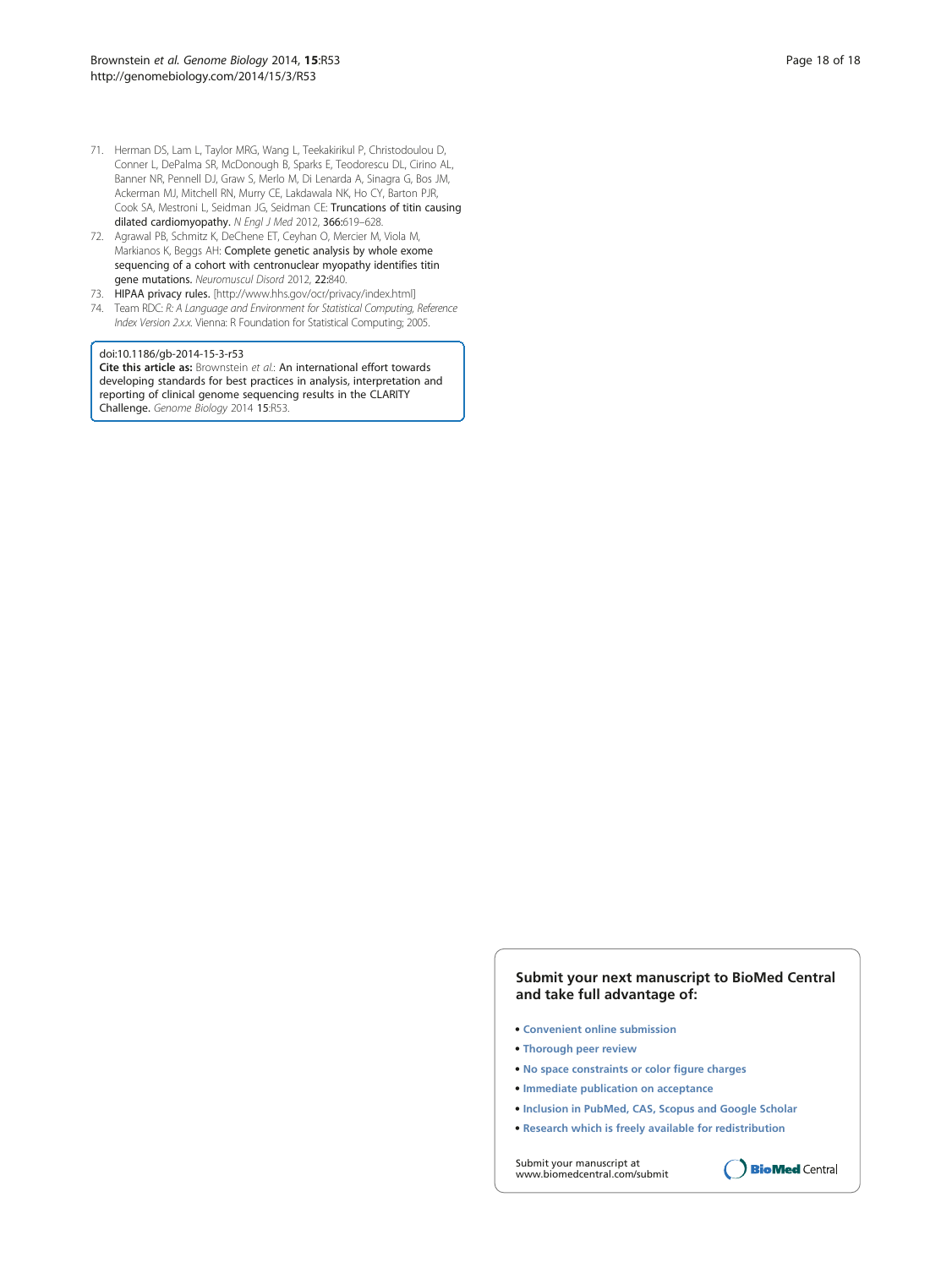71. Herman DS, Lam L, Taylor MRG, Wang L, Teekakirikul P, Christodoulou D, Conner L, DePalma SR, McDonough B, Sparks E, Teodorescu DL, Cirino AL, Banner NR, Pennell DJ, Graw S, Merlo M, Di Lenarda A, Sinagra G, Bos JM, Ackerman MJ, Mitchell RN, Murry CE, Lakdawala NK, Ho CY, Barton PJR, Cook SA, Mestroni L, Seidman JG, Seidman CE: Truncations of titin causing dilated cardiomyopathy. *N Engl J Med* 2012, **366:**619–628.
72. Agrawal PB, Schmitz K, DeChene ET, Ceyhan O, Mercier M, Viola M, Markianos K, Beggs AH: Complete genetic analysis by whole exome sequencing of a cohort with centronuclear myopathy identifies titin gene mutations. *Neuromuscul Disord* 2012, **22:**840.
73. HIPAA privacy rules. [http://www.hhs.gov/ocr/privacy/index.html]
74. Team RDC: *R: A Language and Environment for Statistical Computing, Reference Index Version 2.x.x.* Vienna: R Foundation for Statistical Computing; 2005.

doi:10.1186/gb-2014-15-3-r53
**Cite this article as:** Brownstein *et al.*: An international effort towards developing standards for best practices in analysis, interpretation and reporting of clinical genome sequencing results in the CLARITY Challenge. *Genome Biology* 2014 **15**:R53.

**Submit your next manuscript to BioMed Central and take full advantage of:**

- **Convenient online submission**
- **Thorough peer review**
- **No space constraints or color figure charges**
- **Immediate publication on acceptance**
- **Inclusion in PubMed, CAS, Scopus and Google Scholar**
- **Research which is freely available for redistribution**

Submit your manuscript at
www.biomedcentral.com/submit

BioMed Central